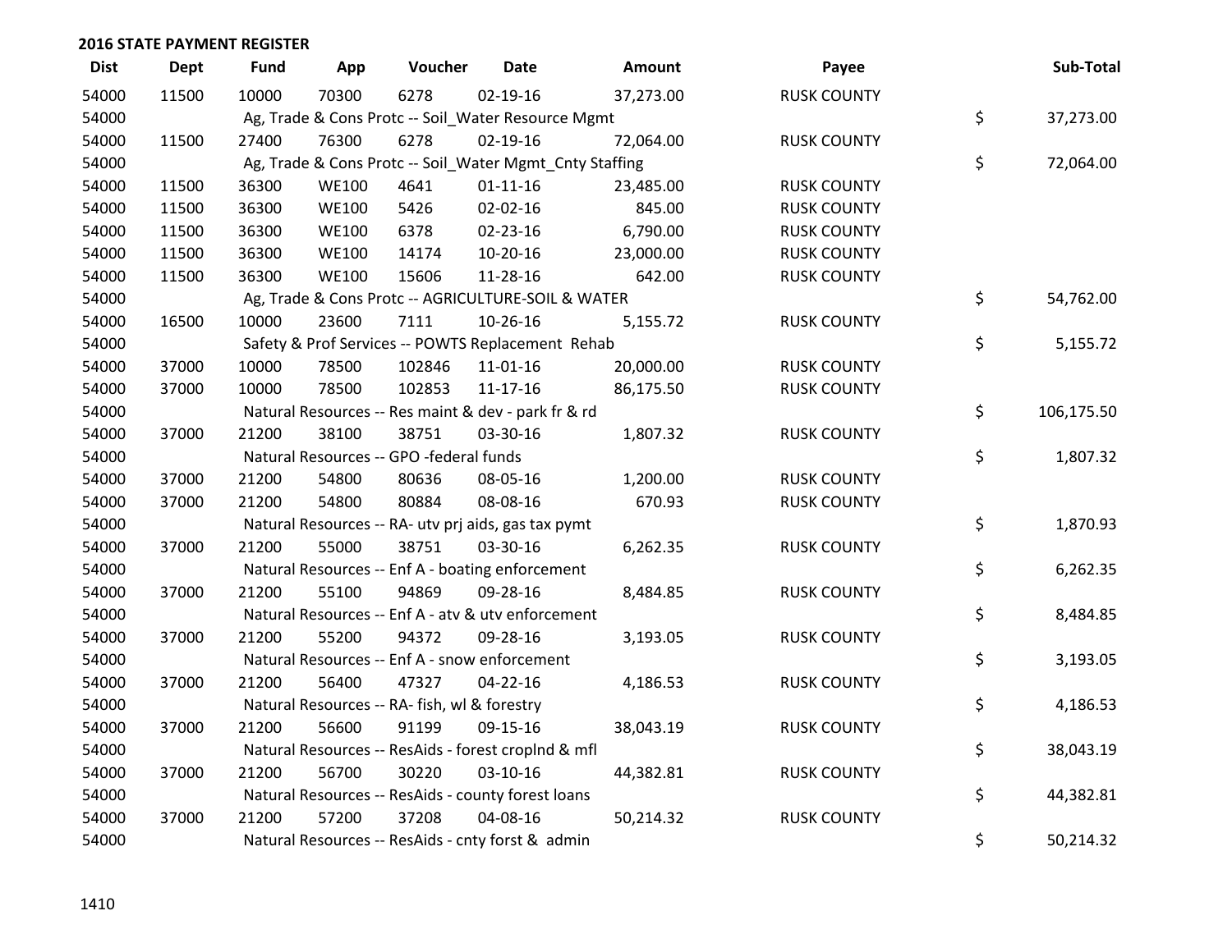## 2016 STATE PAYMENT REGISTER

| Dist | Dept | Fund | App | Voucher | Date | Amount | Payee | Sub-Total |
|---|---|---|---|---|---|---|---|---|
| 54000 | 11500 | 10000 | 70300 | 6278 | 02-19-16 | 37,273.00 | RUSK COUNTY | |
| 54000 | | Ag, Trade & Cons Protc -- Soil_Water Resource Mgmt | | | | | | $ 37,273.00 |
| 54000 | 11500 | 27400 | 76300 | 6278 | 02-19-16 | 72,064.00 | RUSK COUNTY | |
| 54000 | | Ag, Trade & Cons Protc -- Soil_Water Mgmt_Cnty Staffing | | | | | | $ 72,064.00 |
| 54000 | 11500 | 36300 | WE100 | 4641 | 01-11-16 | 23,485.00 | RUSK COUNTY | |
| 54000 | 11500 | 36300 | WE100 | 5426 | 02-02-16 | 845.00 | RUSK COUNTY | |
| 54000 | 11500 | 36300 | WE100 | 6378 | 02-23-16 | 6,790.00 | RUSK COUNTY | |
| 54000 | 11500 | 36300 | WE100 | 14174 | 10-20-16 | 23,000.00 | RUSK COUNTY | |
| 54000 | 11500 | 36300 | WE100 | 15606 | 11-28-16 | 642.00 | RUSK COUNTY | |
| 54000 | | Ag, Trade & Cons Protc -- AGRICULTURE-SOIL & WATER | | | | | | $ 54,762.00 |
| 54000 | 16500 | 10000 | 23600 | 7111 | 10-26-16 | 5,155.72 | RUSK COUNTY | |
| 54000 | | Safety & Prof Services -- POWTS Replacement Rehab | | | | | | $ 5,155.72 |
| 54000 | 37000 | 10000 | 78500 | 102846 | 11-01-16 | 20,000.00 | RUSK COUNTY | |
| 54000 | 37000 | 10000 | 78500 | 102853 | 11-17-16 | 86,175.50 | RUSK COUNTY | |
| 54000 | | Natural Resources -- Res maint & dev - park fr & rd | | | | | | $ 106,175.50 |
| 54000 | 37000 | 21200 | 38100 | 38751 | 03-30-16 | 1,807.32 | RUSK COUNTY | |
| 54000 | | Natural Resources -- GPO -federal funds | | | | | | $ 1,807.32 |
| 54000 | 37000 | 21200 | 54800 | 80636 | 08-05-16 | 1,200.00 | RUSK COUNTY | |
| 54000 | 37000 | 21200 | 54800 | 80884 | 08-08-16 | 670.93 | RUSK COUNTY | |
| 54000 | | Natural Resources -- RA- utv prj aids, gas tax pymt | | | | | | $ 1,870.93 |
| 54000 | 37000 | 21200 | 55000 | 38751 | 03-30-16 | 6,262.35 | RUSK COUNTY | |
| 54000 | | Natural Resources -- Enf A - boating enforcement | | | | | | $ 6,262.35 |
| 54000 | 37000 | 21200 | 55100 | 94869 | 09-28-16 | 8,484.85 | RUSK COUNTY | |
| 54000 | | Natural Resources -- Enf A - atv & utv enforcement | | | | | | $ 8,484.85 |
| 54000 | 37000 | 21200 | 55200 | 94372 | 09-28-16 | 3,193.05 | RUSK COUNTY | |
| 54000 | | Natural Resources -- Enf A - snow enforcement | | | | | | $ 3,193.05 |
| 54000 | 37000 | 21200 | 56400 | 47327 | 04-22-16 | 4,186.53 | RUSK COUNTY | |
| 54000 | | Natural Resources -- RA- fish, wl & forestry | | | | | | $ 4,186.53 |
| 54000 | 37000 | 21200 | 56600 | 91199 | 09-15-16 | 38,043.19 | RUSK COUNTY | |
| 54000 | | Natural Resources -- ResAids - forest croplnd & mfl | | | | | | $ 38,043.19 |
| 54000 | 37000 | 21200 | 56700 | 30220 | 03-10-16 | 44,382.81 | RUSK COUNTY | |
| 54000 | | Natural Resources -- ResAids - county forest loans | | | | | | $ 44,382.81 |
| 54000 | 37000 | 21200 | 57200 | 37208 | 04-08-16 | 50,214.32 | RUSK COUNTY | |
| 54000 | | Natural Resources -- ResAids - cnty forst & admin | | | | | | $ 50,214.32 |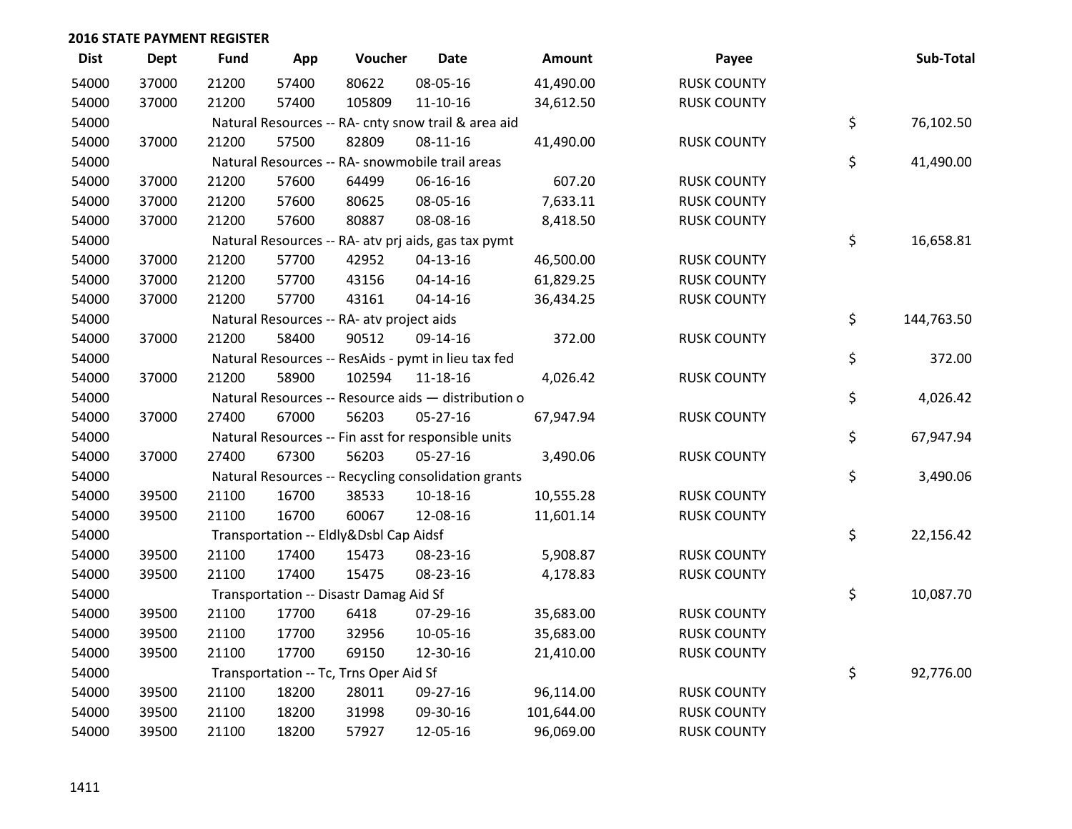## 2016 STATE PAYMENT REGISTER

| Dist | Dept | Fund | App | Voucher | Date | Amount | Payee | Sub-Total |
|---|---|---|---|---|---|---|---|---|
| 54000 | 37000 | 21200 | 57400 | 80622 | 08-05-16 | 41,490.00 | RUSK COUNTY | |
| 54000 | 37000 | 21200 | 57400 | 105809 | 11-10-16 | 34,612.50 | RUSK COUNTY | |
| 54000 | | Natural Resources -- RA- cnty snow trail & area aid | | | | | | $ 76,102.50 |
| 54000 | 37000 | 21200 | 57500 | 82809 | 08-11-16 | 41,490.00 | RUSK COUNTY | |
| 54000 | | Natural Resources -- RA- snowmobile trail areas | | | | | | $ 41,490.00 |
| 54000 | 37000 | 21200 | 57600 | 64499 | 06-16-16 | 607.20 | RUSK COUNTY | |
| 54000 | 37000 | 21200 | 57600 | 80625 | 08-05-16 | 7,633.11 | RUSK COUNTY | |
| 54000 | 37000 | 21200 | 57600 | 80887 | 08-08-16 | 8,418.50 | RUSK COUNTY | |
| 54000 | | Natural Resources -- RA- atv prj aids, gas tax pymt | | | | | | $ 16,658.81 |
| 54000 | 37000 | 21200 | 57700 | 42952 | 04-13-16 | 46,500.00 | RUSK COUNTY | |
| 54000 | 37000 | 21200 | 57700 | 43156 | 04-14-16 | 61,829.25 | RUSK COUNTY | |
| 54000 | 37000 | 21200 | 57700 | 43161 | 04-14-16 | 36,434.25 | RUSK COUNTY | |
| 54000 | | Natural Resources -- RA- atv project aids | | | | | | $ 144,763.50 |
| 54000 | 37000 | 21200 | 58400 | 90512 | 09-14-16 | 372.00 | RUSK COUNTY | |
| 54000 | | Natural Resources -- ResAids - pymt in lieu tax fed | | | | | | $ 372.00 |
| 54000 | 37000 | 21200 | 58900 | 102594 | 11-18-16 | 4,026.42 | RUSK COUNTY | |
| 54000 | | Natural Resources -- Resource aids — distribution o | | | | | | $ 4,026.42 |
| 54000 | 37000 | 27400 | 67000 | 56203 | 05-27-16 | 67,947.94 | RUSK COUNTY | |
| 54000 | | Natural Resources -- Fin asst for responsible units | | | | | | $ 67,947.94 |
| 54000 | 37000 | 27400 | 67300 | 56203 | 05-27-16 | 3,490.06 | RUSK COUNTY | |
| 54000 | | Natural Resources -- Recycling consolidation grants | | | | | | $ 3,490.06 |
| 54000 | 39500 | 21100 | 16700 | 38533 | 10-18-16 | 10,555.28 | RUSK COUNTY | |
| 54000 | 39500 | 21100 | 16700 | 60067 | 12-08-16 | 11,601.14 | RUSK COUNTY | |
| 54000 | | Transportation -- Eldly&Dsbl Cap Aidsf | | | | | | $ 22,156.42 |
| 54000 | 39500 | 21100 | 17400 | 15473 | 08-23-16 | 5,908.87 | RUSK COUNTY | |
| 54000 | 39500 | 21100 | 17400 | 15475 | 08-23-16 | 4,178.83 | RUSK COUNTY | |
| 54000 | | Transportation -- Disastr Damag Aid Sf | | | | | | $ 10,087.70 |
| 54000 | 39500 | 21100 | 17700 | 6418 | 07-29-16 | 35,683.00 | RUSK COUNTY | |
| 54000 | 39500 | 21100 | 17700 | 32956 | 10-05-16 | 35,683.00 | RUSK COUNTY | |
| 54000 | 39500 | 21100 | 17700 | 69150 | 12-30-16 | 21,410.00 | RUSK COUNTY | |
| 54000 | | Transportation -- Tc, Trns Oper Aid Sf | | | | | | $ 92,776.00 |
| 54000 | 39500 | 21100 | 18200 | 28011 | 09-27-16 | 96,114.00 | RUSK COUNTY | |
| 54000 | 39500 | 21100 | 18200 | 31998 | 09-30-16 | 101,644.00 | RUSK COUNTY | |
| 54000 | 39500 | 21100 | 18200 | 57927 | 12-05-16 | 96,069.00 | RUSK COUNTY | |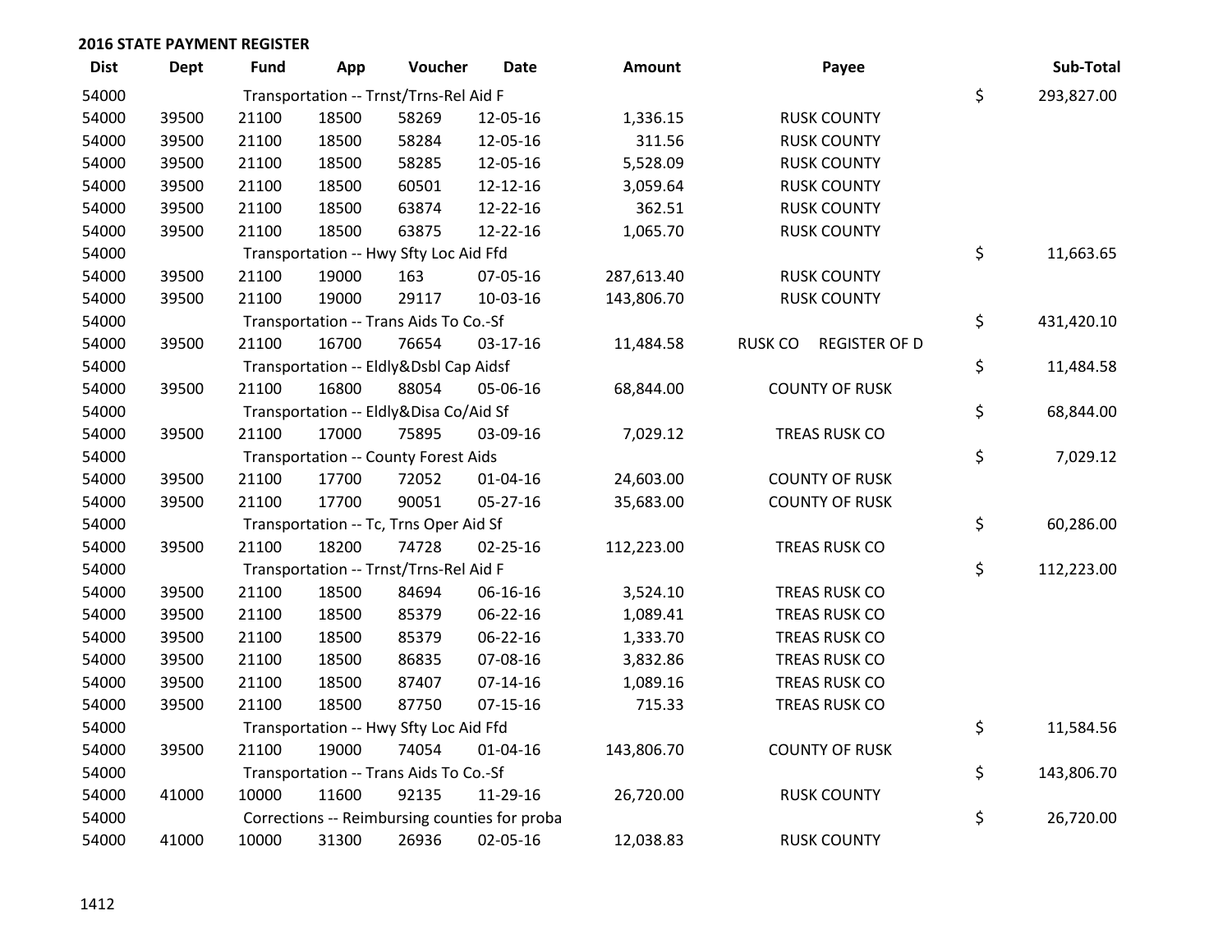## 2016 STATE PAYMENT REGISTER

| Dist | Dept | Fund | App | Voucher | Date | Amount | Payee | Sub-Total |
|---|---|---|---|---|---|---|---|---|
| 54000 | | Transportation -- Trnst/Trns-Rel Aid F | | | | | | $ 293,827.00 |
| 54000 | 39500 | 21100 | 18500 | 58269 | 12-05-16 | 1,336.15 | RUSK COUNTY | |
| 54000 | 39500 | 21100 | 18500 | 58284 | 12-05-16 | 311.56 | RUSK COUNTY | |
| 54000 | 39500 | 21100 | 18500 | 58285 | 12-05-16 | 5,528.09 | RUSK COUNTY | |
| 54000 | 39500 | 21100 | 18500 | 60501 | 12-12-16 | 3,059.64 | RUSK COUNTY | |
| 54000 | 39500 | 21100 | 18500 | 63874 | 12-22-16 | 362.51 | RUSK COUNTY | |
| 54000 | 39500 | 21100 | 18500 | 63875 | 12-22-16 | 1,065.70 | RUSK COUNTY | |
| 54000 | | Transportation -- Hwy Sfty Loc Aid Ffd | | | | | | $ 11,663.65 |
| 54000 | 39500 | 21100 | 19000 | 163 | 07-05-16 | 287,613.40 | RUSK COUNTY | |
| 54000 | 39500 | 21100 | 19000 | 29117 | 10-03-16 | 143,806.70 | RUSK COUNTY | |
| 54000 | | Transportation -- Trans Aids To Co.-Sf | | | | | | $ 431,420.10 |
| 54000 | 39500 | 21100 | 16700 | 76654 | 03-17-16 | 11,484.58 | RUSK CO REGISTER OF D | |
| 54000 | | Transportation -- Eldly&Dsbl Cap Aidsf | | | | | | $ 11,484.58 |
| 54000 | 39500 | 21100 | 16800 | 88054 | 05-06-16 | 68,844.00 | COUNTY OF RUSK | |
| 54000 | | Transportation -- Eldly&Disa Co/Aid Sf | | | | | | $ 68,844.00 |
| 54000 | 39500 | 21100 | 17000 | 75895 | 03-09-16 | 7,029.12 | TREAS RUSK CO | |
| 54000 | | Transportation -- County Forest Aids | | | | | | $ 7,029.12 |
| 54000 | 39500 | 21100 | 17700 | 72052 | 01-04-16 | 24,603.00 | COUNTY OF RUSK | |
| 54000 | 39500 | 21100 | 17700 | 90051 | 05-27-16 | 35,683.00 | COUNTY OF RUSK | |
| 54000 | | Transportation -- Tc, Trns Oper Aid Sf | | | | | | $ 60,286.00 |
| 54000 | 39500 | 21100 | 18200 | 74728 | 02-25-16 | 112,223.00 | TREAS RUSK CO | |
| 54000 | | Transportation -- Trnst/Trns-Rel Aid F | | | | | | $ 112,223.00 |
| 54000 | 39500 | 21100 | 18500 | 84694 | 06-16-16 | 3,524.10 | TREAS RUSK CO | |
| 54000 | 39500 | 21100 | 18500 | 85379 | 06-22-16 | 1,089.41 | TREAS RUSK CO | |
| 54000 | 39500 | 21100 | 18500 | 85379 | 06-22-16 | 1,333.70 | TREAS RUSK CO | |
| 54000 | 39500 | 21100 | 18500 | 86835 | 07-08-16 | 3,832.86 | TREAS RUSK CO | |
| 54000 | 39500 | 21100 | 18500 | 87407 | 07-14-16 | 1,089.16 | TREAS RUSK CO | |
| 54000 | 39500 | 21100 | 18500 | 87750 | 07-15-16 | 715.33 | TREAS RUSK CO | |
| 54000 | | Transportation -- Hwy Sfty Loc Aid Ffd | | | | | | $ 11,584.56 |
| 54000 | 39500 | 21100 | 19000 | 74054 | 01-04-16 | 143,806.70 | COUNTY OF RUSK | |
| 54000 | | Transportation -- Trans Aids To Co.-Sf | | | | | | $ 143,806.70 |
| 54000 | 41000 | 10000 | 11600 | 92135 | 11-29-16 | 26,720.00 | RUSK COUNTY | |
| 54000 | | Corrections -- Reimbursing counties for proba | | | | | | $ 26,720.00 |
| 54000 | 41000 | 10000 | 31300 | 26936 | 02-05-16 | 12,038.83 | RUSK COUNTY | |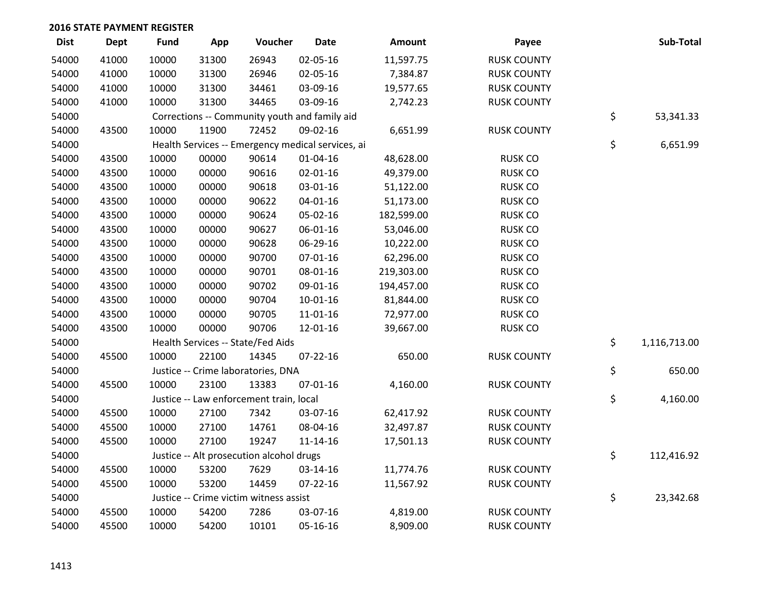## 2016 STATE PAYMENT REGISTER

| Dist | Dept | Fund | App | Voucher | Date | Amount | Payee | | Sub-Total |
|---|---|---|---|---|---|---|---|---|---|
| 54000 | 41000 | 10000 | 31300 | 26943 | 02-05-16 | 11,597.75 | RUSK COUNTY | | |
| 54000 | 41000 | 10000 | 31300 | 26946 | 02-05-16 | 7,384.87 | RUSK COUNTY | | |
| 54000 | 41000 | 10000 | 31300 | 34461 | 03-09-16 | 19,577.65 | RUSK COUNTY | | |
| 54000 | 41000 | 10000 | 31300 | 34465 | 03-09-16 | 2,742.23 | RUSK COUNTY | | |
| 54000 | | Corrections -- Community youth and family aid | | | | | | $ | 53,341.33 |
| 54000 | 43500 | 10000 | 11900 | 72452 | 09-02-16 | 6,651.99 | RUSK COUNTY | | |
| 54000 | | Health Services -- Emergency medical services, ai | | | | | | $ | 6,651.99 |
| 54000 | 43500 | 10000 | 00000 | 90614 | 01-04-16 | 48,628.00 | RUSK CO | | |
| 54000 | 43500 | 10000 | 00000 | 90616 | 02-01-16 | 49,379.00 | RUSK CO | | |
| 54000 | 43500 | 10000 | 00000 | 90618 | 03-01-16 | 51,122.00 | RUSK CO | | |
| 54000 | 43500 | 10000 | 00000 | 90622 | 04-01-16 | 51,173.00 | RUSK CO | | |
| 54000 | 43500 | 10000 | 00000 | 90624 | 05-02-16 | 182,599.00 | RUSK CO | | |
| 54000 | 43500 | 10000 | 00000 | 90627 | 06-01-16 | 53,046.00 | RUSK CO | | |
| 54000 | 43500 | 10000 | 00000 | 90628 | 06-29-16 | 10,222.00 | RUSK CO | | |
| 54000 | 43500 | 10000 | 00000 | 90700 | 07-01-16 | 62,296.00 | RUSK CO | | |
| 54000 | 43500 | 10000 | 00000 | 90701 | 08-01-16 | 219,303.00 | RUSK CO | | |
| 54000 | 43500 | 10000 | 00000 | 90702 | 09-01-16 | 194,457.00 | RUSK CO | | |
| 54000 | 43500 | 10000 | 00000 | 90704 | 10-01-16 | 81,844.00 | RUSK CO | | |
| 54000 | 43500 | 10000 | 00000 | 90705 | 11-01-16 | 72,977.00 | RUSK CO | | |
| 54000 | 43500 | 10000 | 00000 | 90706 | 12-01-16 | 39,667.00 | RUSK CO | | |
| 54000 | | Health Services -- State/Fed Aids | | | | | | $ | 1,116,713.00 |
| 54000 | 45500 | 10000 | 22100 | 14345 | 07-22-16 | 650.00 | RUSK COUNTY | | |
| 54000 | | Justice -- Crime laboratories, DNA | | | | | | $ | 650.00 |
| 54000 | 45500 | 10000 | 23100 | 13383 | 07-01-16 | 4,160.00 | RUSK COUNTY | | |
| 54000 | | Justice -- Law enforcement train, local | | | | | | $ | 4,160.00 |
| 54000 | 45500 | 10000 | 27100 | 7342 | 03-07-16 | 62,417.92 | RUSK COUNTY | | |
| 54000 | 45500 | 10000 | 27100 | 14761 | 08-04-16 | 32,497.87 | RUSK COUNTY | | |
| 54000 | 45500 | 10000 | 27100 | 19247 | 11-14-16 | 17,501.13 | RUSK COUNTY | | |
| 54000 | | Justice -- Alt prosecution alcohol drugs | | | | | | $ | 112,416.92 |
| 54000 | 45500 | 10000 | 53200 | 7629 | 03-14-16 | 11,774.76 | RUSK COUNTY | | |
| 54000 | 45500 | 10000 | 53200 | 14459 | 07-22-16 | 11,567.92 | RUSK COUNTY | | |
| 54000 | | Justice -- Crime victim witness assist | | | | | | $ | 23,342.68 |
| 54000 | 45500 | 10000 | 54200 | 7286 | 03-07-16 | 4,819.00 | RUSK COUNTY | | |
| 54000 | 45500 | 10000 | 54200 | 10101 | 05-16-16 | 8,909.00 | RUSK COUNTY | | |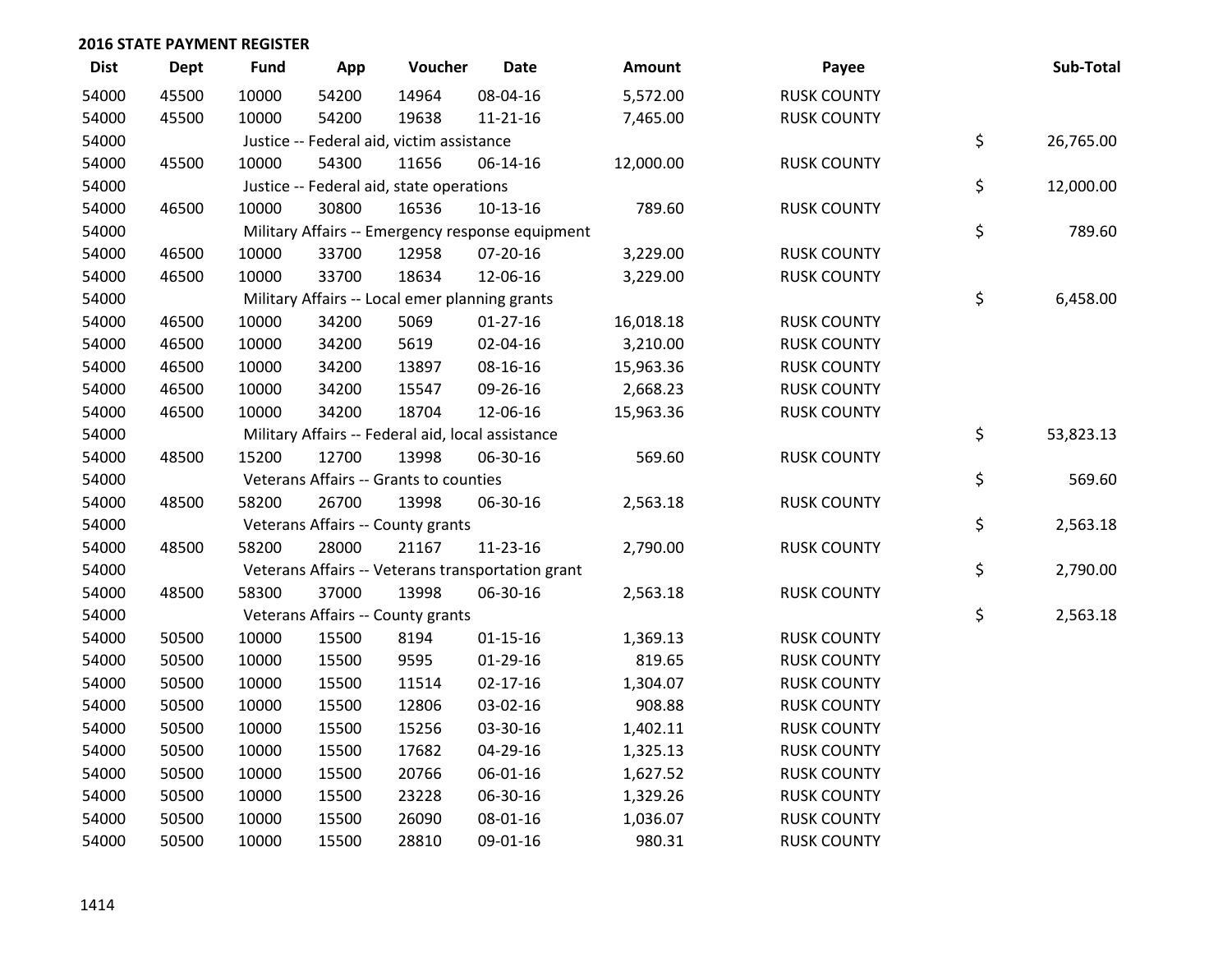## 2016 STATE PAYMENT REGISTER

| Dist | Dept | Fund | App | Voucher | Date | Amount | Payee | Sub-Total |
|---|---|---|---|---|---|---|---|---|
| 54000 | 45500 | 10000 | 54200 | 14964 | 08-04-16 | 5,572.00 | RUSK COUNTY | |
| 54000 | 45500 | 10000 | 54200 | 19638 | 11-21-16 | 7,465.00 | RUSK COUNTY | |
| 54000 | | Justice -- Federal aid, victim assistance | | | | | | $ 26,765.00 |
| 54000 | 45500 | 10000 | 54300 | 11656 | 06-14-16 | 12,000.00 | RUSK COUNTY | |
| 54000 | | Justice -- Federal aid, state operations | | | | | | $ 12,000.00 |
| 54000 | 46500 | 10000 | 30800 | 16536 | 10-13-16 | 789.60 | RUSK COUNTY | |
| 54000 | | Military Affairs -- Emergency response equipment | | | | | | $ 789.60 |
| 54000 | 46500 | 10000 | 33700 | 12958 | 07-20-16 | 3,229.00 | RUSK COUNTY | |
| 54000 | 46500 | 10000 | 33700 | 18634 | 12-06-16 | 3,229.00 | RUSK COUNTY | |
| 54000 | | Military Affairs -- Local emer planning grants | | | | | | $ 6,458.00 |
| 54000 | 46500 | 10000 | 34200 | 5069 | 01-27-16 | 16,018.18 | RUSK COUNTY | |
| 54000 | 46500 | 10000 | 34200 | 5619 | 02-04-16 | 3,210.00 | RUSK COUNTY | |
| 54000 | 46500 | 10000 | 34200 | 13897 | 08-16-16 | 15,963.36 | RUSK COUNTY | |
| 54000 | 46500 | 10000 | 34200 | 15547 | 09-26-16 | 2,668.23 | RUSK COUNTY | |
| 54000 | 46500 | 10000 | 34200 | 18704 | 12-06-16 | 15,963.36 | RUSK COUNTY | |
| 54000 | | Military Affairs -- Federal aid, local assistance | | | | | | $ 53,823.13 |
| 54000 | 48500 | 15200 | 12700 | 13998 | 06-30-16 | 569.60 | RUSK COUNTY | |
| 54000 | | Veterans Affairs -- Grants to counties | | | | | | $ 569.60 |
| 54000 | 48500 | 58200 | 26700 | 13998 | 06-30-16 | 2,563.18 | RUSK COUNTY | |
| 54000 | | Veterans Affairs -- County grants | | | | | | $ 2,563.18 |
| 54000 | 48500 | 58200 | 28000 | 21167 | 11-23-16 | 2,790.00 | RUSK COUNTY | |
| 54000 | | Veterans Affairs -- Veterans transportation grant | | | | | | $ 2,790.00 |
| 54000 | 48500 | 58300 | 37000 | 13998 | 06-30-16 | 2,563.18 | RUSK COUNTY | |
| 54000 | | Veterans Affairs -- County grants | | | | | | $ 2,563.18 |
| 54000 | 50500 | 10000 | 15500 | 8194 | 01-15-16 | 1,369.13 | RUSK COUNTY | |
| 54000 | 50500 | 10000 | 15500 | 9595 | 01-29-16 | 819.65 | RUSK COUNTY | |
| 54000 | 50500 | 10000 | 15500 | 11514 | 02-17-16 | 1,304.07 | RUSK COUNTY | |
| 54000 | 50500 | 10000 | 15500 | 12806 | 03-02-16 | 908.88 | RUSK COUNTY | |
| 54000 | 50500 | 10000 | 15500 | 15256 | 03-30-16 | 1,402.11 | RUSK COUNTY | |
| 54000 | 50500 | 10000 | 15500 | 17682 | 04-29-16 | 1,325.13 | RUSK COUNTY | |
| 54000 | 50500 | 10000 | 15500 | 20766 | 06-01-16 | 1,627.52 | RUSK COUNTY | |
| 54000 | 50500 | 10000 | 15500 | 23228 | 06-30-16 | 1,329.26 | RUSK COUNTY | |
| 54000 | 50500 | 10000 | 15500 | 26090 | 08-01-16 | 1,036.07 | RUSK COUNTY | |
| 54000 | 50500 | 10000 | 15500 | 28810 | 09-01-16 | 980.31 | RUSK COUNTY | |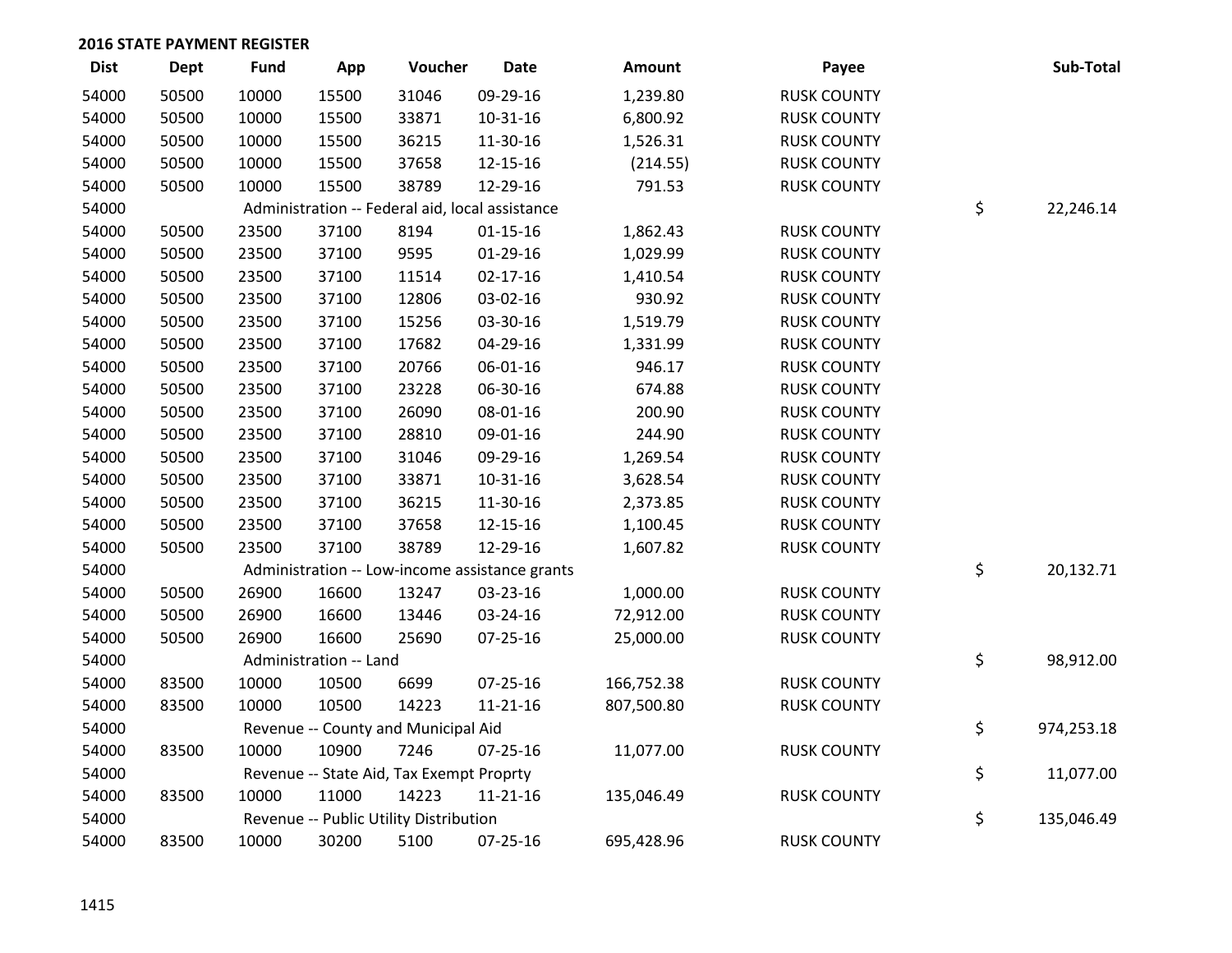## 2016 STATE PAYMENT REGISTER

| Dist | Dept | Fund | App | Voucher | Date | Amount | Payee | | Sub-Total |
|---|---|---|---|---|---|---|---|---|---|
| 54000 | 50500 | 10000 | 15500 | 31046 | 09-29-16 | 1,239.80 | RUSK COUNTY | | |
| 54000 | 50500 | 10000 | 15500 | 33871 | 10-31-16 | 6,800.92 | RUSK COUNTY | | |
| 54000 | 50500 | 10000 | 15500 | 36215 | 11-30-16 | 1,526.31 | RUSK COUNTY | | |
| 54000 | 50500 | 10000 | 15500 | 37658 | 12-15-16 | (214.55) | RUSK COUNTY | | |
| 54000 | 50500 | 10000 | 15500 | 38789 | 12-29-16 | 791.53 | RUSK COUNTY | | |
| 54000 | | Administration -- Federal aid, local assistance | | | | | | $ | 22,246.14 |
| 54000 | 50500 | 23500 | 37100 | 8194 | 01-15-16 | 1,862.43 | RUSK COUNTY | | |
| 54000 | 50500 | 23500 | 37100 | 9595 | 01-29-16 | 1,029.99 | RUSK COUNTY | | |
| 54000 | 50500 | 23500 | 37100 | 11514 | 02-17-16 | 1,410.54 | RUSK COUNTY | | |
| 54000 | 50500 | 23500 | 37100 | 12806 | 03-02-16 | 930.92 | RUSK COUNTY | | |
| 54000 | 50500 | 23500 | 37100 | 15256 | 03-30-16 | 1,519.79 | RUSK COUNTY | | |
| 54000 | 50500 | 23500 | 37100 | 17682 | 04-29-16 | 1,331.99 | RUSK COUNTY | | |
| 54000 | 50500 | 23500 | 37100 | 20766 | 06-01-16 | 946.17 | RUSK COUNTY | | |
| 54000 | 50500 | 23500 | 37100 | 23228 | 06-30-16 | 674.88 | RUSK COUNTY | | |
| 54000 | 50500 | 23500 | 37100 | 26090 | 08-01-16 | 200.90 | RUSK COUNTY | | |
| 54000 | 50500 | 23500 | 37100 | 28810 | 09-01-16 | 244.90 | RUSK COUNTY | | |
| 54000 | 50500 | 23500 | 37100 | 31046 | 09-29-16 | 1,269.54 | RUSK COUNTY | | |
| 54000 | 50500 | 23500 | 37100 | 33871 | 10-31-16 | 3,628.54 | RUSK COUNTY | | |
| 54000 | 50500 | 23500 | 37100 | 36215 | 11-30-16 | 2,373.85 | RUSK COUNTY | | |
| 54000 | 50500 | 23500 | 37100 | 37658 | 12-15-16 | 1,100.45 | RUSK COUNTY | | |
| 54000 | 50500 | 23500 | 37100 | 38789 | 12-29-16 | 1,607.82 | RUSK COUNTY | | |
| 54000 | | Administration -- Low-income assistance grants | | | | | | $ | 20,132.71 |
| 54000 | 50500 | 26900 | 16600 | 13247 | 03-23-16 | 1,000.00 | RUSK COUNTY | | |
| 54000 | 50500 | 26900 | 16600 | 13446 | 03-24-16 | 72,912.00 | RUSK COUNTY | | |
| 54000 | 50500 | 26900 | 16600 | 25690 | 07-25-16 | 25,000.00 | RUSK COUNTY | | |
| 54000 | | Administration -- Land | | | | | | $ | 98,912.00 |
| 54000 | 83500 | 10000 | 10500 | 6699 | 07-25-16 | 166,752.38 | RUSK COUNTY | | |
| 54000 | 83500 | 10000 | 10500 | 14223 | 11-21-16 | 807,500.80 | RUSK COUNTY | | |
| 54000 | | Revenue -- County and Municipal Aid | | | | | | $ | 974,253.18 |
| 54000 | 83500 | 10000 | 10900 | 7246 | 07-25-16 | 11,077.00 | RUSK COUNTY | | |
| 54000 | | Revenue -- State Aid, Tax Exempt Proprty | | | | | | $ | 11,077.00 |
| 54000 | 83500 | 10000 | 11000 | 14223 | 11-21-16 | 135,046.49 | RUSK COUNTY | | |
| 54000 | | Revenue -- Public Utility Distribution | | | | | | $ | 135,046.49 |
| 54000 | 83500 | 10000 | 30200 | 5100 | 07-25-16 | 695,428.96 | RUSK COUNTY | | |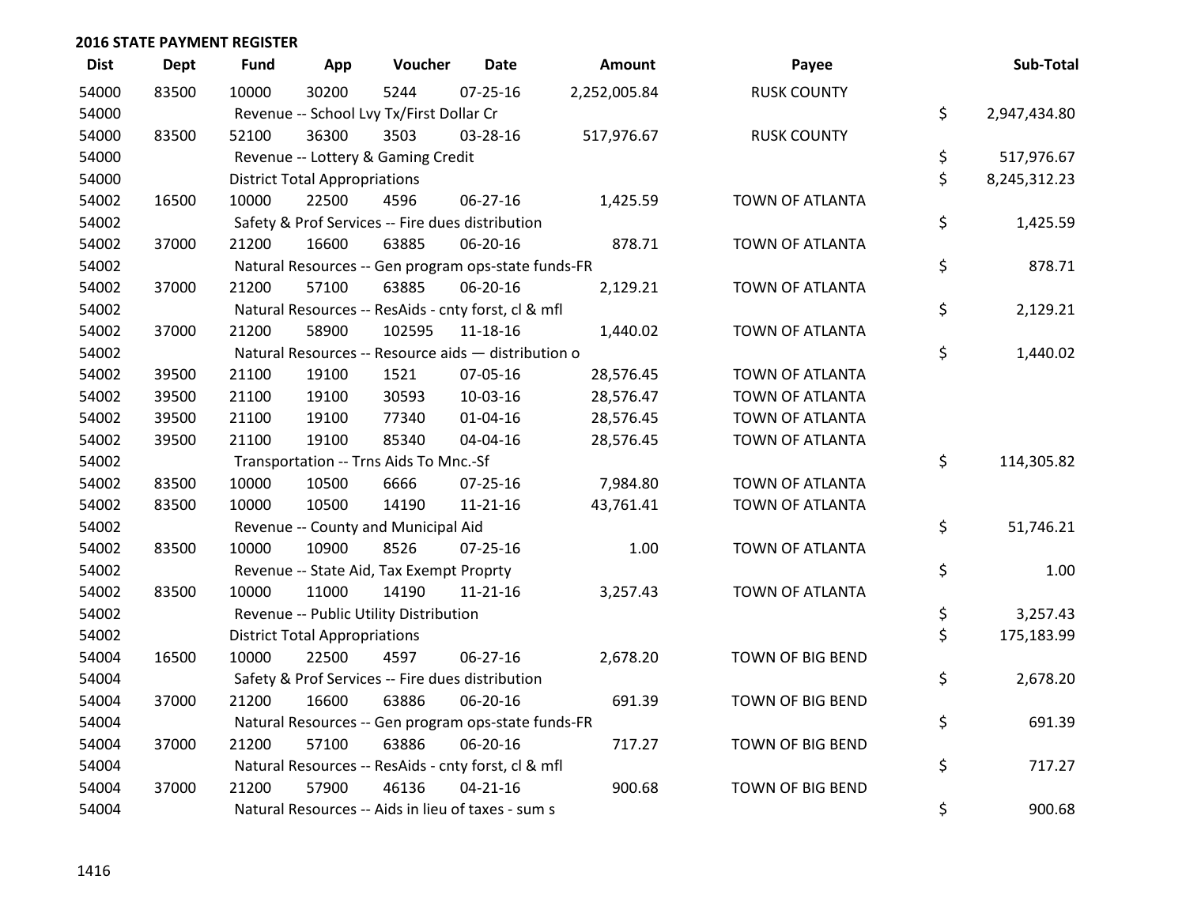## 2016 STATE PAYMENT REGISTER

| Dist | Dept | Fund | App | Voucher | Date | Amount | Payee | Sub-Total |
|---|---|---|---|---|---|---|---|---|
| 54000 | 83500 | 10000 | 30200 | 5244 | 07-25-16 | 2,252,005.84 | RUSK COUNTY | |
| 54000 | | Revenue -- School Lvy Tx/First Dollar Cr | | | | | | $ 2,947,434.80 |
| 54000 | 83500 | 52100 | 36300 | 3503 | 03-28-16 | 517,976.67 | RUSK COUNTY | |
| 54000 | | Revenue -- Lottery & Gaming Credit | | | | | | $ 517,976.67 |
| 54000 | | District Total Appropriations | | | | | | $ 8,245,312.23 |
| 54002 | 16500 | 10000 | 22500 | 4596 | 06-27-16 | 1,425.59 | TOWN OF ATLANTA | |
| 54002 | | Safety & Prof Services -- Fire dues distribution | | | | | | $ 1,425.59 |
| 54002 | 37000 | 21200 | 16600 | 63885 | 06-20-16 | 878.71 | TOWN OF ATLANTA | |
| 54002 | | Natural Resources -- Gen program ops-state funds-FR | | | | | | $ 878.71 |
| 54002 | 37000 | 21200 | 57100 | 63885 | 06-20-16 | 2,129.21 | TOWN OF ATLANTA | |
| 54002 | | Natural Resources -- ResAids - cnty forst, cl & mfl | | | | | | $ 2,129.21 |
| 54002 | 37000 | 21200 | 58900 | 102595 | 11-18-16 | 1,440.02 | TOWN OF ATLANTA | |
| 54002 | | Natural Resources -- Resource aids — distribution o | | | | | | $ 1,440.02 |
| 54002 | 39500 | 21100 | 19100 | 1521 | 07-05-16 | 28,576.45 | TOWN OF ATLANTA | |
| 54002 | 39500 | 21100 | 19100 | 30593 | 10-03-16 | 28,576.47 | TOWN OF ATLANTA | |
| 54002 | 39500 | 21100 | 19100 | 77340 | 01-04-16 | 28,576.45 | TOWN OF ATLANTA | |
| 54002 | 39500 | 21100 | 19100 | 85340 | 04-04-16 | 28,576.45 | TOWN OF ATLANTA | |
| 54002 | | Transportation -- Trns Aids To Mnc.-Sf | | | | | | $ 114,305.82 |
| 54002 | 83500 | 10000 | 10500 | 6666 | 07-25-16 | 7,984.80 | TOWN OF ATLANTA | |
| 54002 | 83500 | 10000 | 10500 | 14190 | 11-21-16 | 43,761.41 | TOWN OF ATLANTA | |
| 54002 | | Revenue -- County and Municipal Aid | | | | | | $ 51,746.21 |
| 54002 | 83500 | 10000 | 10900 | 8526 | 07-25-16 | 1.00 | TOWN OF ATLANTA | |
| 54002 | | Revenue -- State Aid, Tax Exempt Proprty | | | | | | $ 1.00 |
| 54002 | 83500 | 10000 | 11000 | 14190 | 11-21-16 | 3,257.43 | TOWN OF ATLANTA | |
| 54002 | | Revenue -- Public Utility Distribution | | | | | | $ 3,257.43 |
| 54002 | | District Total Appropriations | | | | | | $ 175,183.99 |
| 54004 | 16500 | 10000 | 22500 | 4597 | 06-27-16 | 2,678.20 | TOWN OF BIG BEND | |
| 54004 | | Safety & Prof Services -- Fire dues distribution | | | | | | $ 2,678.20 |
| 54004 | 37000 | 21200 | 16600 | 63886 | 06-20-16 | 691.39 | TOWN OF BIG BEND | |
| 54004 | | Natural Resources -- Gen program ops-state funds-FR | | | | | | $ 691.39 |
| 54004 | 37000 | 21200 | 57100 | 63886 | 06-20-16 | 717.27 | TOWN OF BIG BEND | |
| 54004 | | Natural Resources -- ResAids - cnty forst, cl & mfl | | | | | | $ 717.27 |
| 54004 | 37000 | 21200 | 57900 | 46136 | 04-21-16 | 900.68 | TOWN OF BIG BEND | |
| 54004 | | Natural Resources -- Aids in lieu of taxes - sum s | | | | | | $ 900.68 |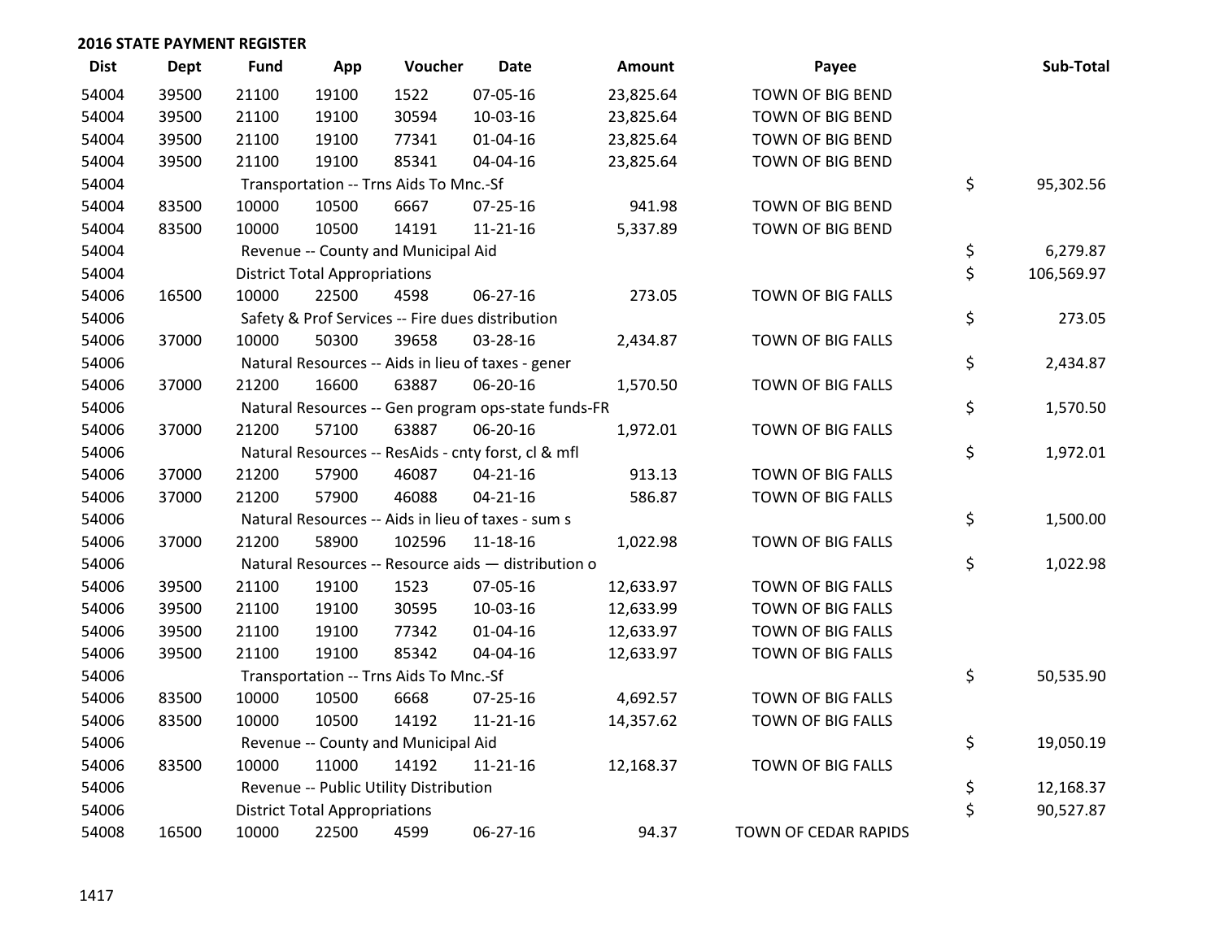## 2016 STATE PAYMENT REGISTER

| Dist | Dept | Fund | App | Voucher | Date | Amount | Payee | Sub-Total |
|---|---|---|---|---|---|---|---|---|
| 54004 | 39500 | 21100 | 19100 | 1522 | 07-05-16 | 23,825.64 | TOWN OF BIG BEND | |
| 54004 | 39500 | 21100 | 19100 | 30594 | 10-03-16 | 23,825.64 | TOWN OF BIG BEND | |
| 54004 | 39500 | 21100 | 19100 | 77341 | 01-04-16 | 23,825.64 | TOWN OF BIG BEND | |
| 54004 | 39500 | 21100 | 19100 | 85341 | 04-04-16 | 23,825.64 | TOWN OF BIG BEND | |
| 54004 | | Transportation -- Trns Aids To Mnc.-Sf | | | | | | $ 95,302.56 |
| 54004 | 83500 | 10000 | 10500 | 6667 | 07-25-16 | 941.98 | TOWN OF BIG BEND | |
| 54004 | 83500 | 10000 | 10500 | 14191 | 11-21-16 | 5,337.89 | TOWN OF BIG BEND | |
| 54004 | | Revenue -- County and Municipal Aid | | | | | | $ 6,279.87 |
| 54004 | | District Total Appropriations | | | | | | $ 106,569.97 |
| 54006 | 16500 | 10000 | 22500 | 4598 | 06-27-16 | 273.05 | TOWN OF BIG FALLS | |
| 54006 | | Safety & Prof Services -- Fire dues distribution | | | | | | $ 273.05 |
| 54006 | 37000 | 10000 | 50300 | 39658 | 03-28-16 | 2,434.87 | TOWN OF BIG FALLS | |
| 54006 | | Natural Resources -- Aids in lieu of taxes - gener | | | | | | $ 2,434.87 |
| 54006 | 37000 | 21200 | 16600 | 63887 | 06-20-16 | 1,570.50 | TOWN OF BIG FALLS | |
| 54006 | | Natural Resources -- Gen program ops-state funds-FR | | | | | | $ 1,570.50 |
| 54006 | 37000 | 21200 | 57100 | 63887 | 06-20-16 | 1,972.01 | TOWN OF BIG FALLS | |
| 54006 | | Natural Resources -- ResAids - cnty forst, cl & mfl | | | | | | $ 1,972.01 |
| 54006 | 37000 | 21200 | 57900 | 46087 | 04-21-16 | 913.13 | TOWN OF BIG FALLS | |
| 54006 | 37000 | 21200 | 57900 | 46088 | 04-21-16 | 586.87 | TOWN OF BIG FALLS | |
| 54006 | | Natural Resources -- Aids in lieu of taxes - sum s | | | | | | $ 1,500.00 |
| 54006 | 37000 | 21200 | 58900 | 102596 | 11-18-16 | 1,022.98 | TOWN OF BIG FALLS | |
| 54006 | | Natural Resources -- Resource aids — distribution o | | | | | | $ 1,022.98 |
| 54006 | 39500 | 21100 | 19100 | 1523 | 07-05-16 | 12,633.97 | TOWN OF BIG FALLS | |
| 54006 | 39500 | 21100 | 19100 | 30595 | 10-03-16 | 12,633.99 | TOWN OF BIG FALLS | |
| 54006 | 39500 | 21100 | 19100 | 77342 | 01-04-16 | 12,633.97 | TOWN OF BIG FALLS | |
| 54006 | 39500 | 21100 | 19100 | 85342 | 04-04-16 | 12,633.97 | TOWN OF BIG FALLS | |
| 54006 | | Transportation -- Trns Aids To Mnc.-Sf | | | | | | $ 50,535.90 |
| 54006 | 83500 | 10000 | 10500 | 6668 | 07-25-16 | 4,692.57 | TOWN OF BIG FALLS | |
| 54006 | 83500 | 10000 | 10500 | 14192 | 11-21-16 | 14,357.62 | TOWN OF BIG FALLS | |
| 54006 | | Revenue -- County and Municipal Aid | | | | | | $ 19,050.19 |
| 54006 | 83500 | 10000 | 11000 | 14192 | 11-21-16 | 12,168.37 | TOWN OF BIG FALLS | |
| 54006 | | Revenue -- Public Utility Distribution | | | | | | $ 12,168.37 |
| 54006 | | District Total Appropriations | | | | | | $ 90,527.87 |
| 54008 | 16500 | 10000 | 22500 | 4599 | 06-27-16 | 94.37 | TOWN OF CEDAR RAPIDS | |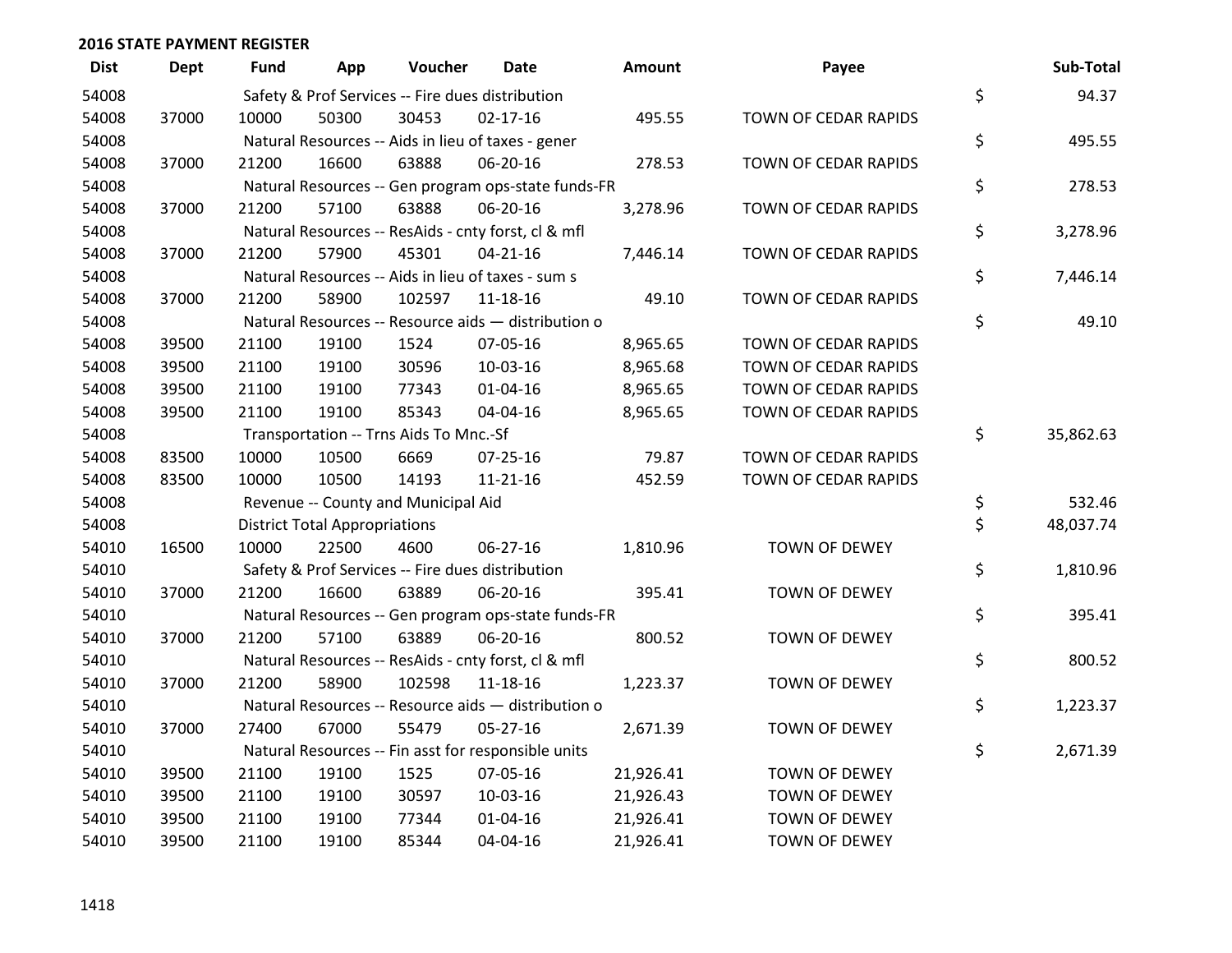## 2016 STATE PAYMENT REGISTER

| Dist | Dept | Fund | App | Voucher | Date | Amount | Payee | | Sub-Total |
|---|---|---|---|---|---|---|---|---|---|
| 54008 | | Safety & Prof Services -- Fire dues distribution | | | | | | $ | 94.37 |
| 54008 | 37000 | 10000 | 50300 | 30453 | 02-17-16 | 495.55 | TOWN OF CEDAR RAPIDS | | |
| 54008 | | Natural Resources -- Aids in lieu of taxes - gener | | | | | | $ | 495.55 |
| 54008 | 37000 | 21200 | 16600 | 63888 | 06-20-16 | 278.53 | TOWN OF CEDAR RAPIDS | | |
| 54008 | | Natural Resources -- Gen program ops-state funds-FR | | | | | | $ | 278.53 |
| 54008 | 37000 | 21200 | 57100 | 63888 | 06-20-16 | 3,278.96 | TOWN OF CEDAR RAPIDS | | |
| 54008 | | Natural Resources -- ResAids - cnty forst, cl & mfl | | | | | | $ | 3,278.96 |
| 54008 | 37000 | 21200 | 57900 | 45301 | 04-21-16 | 7,446.14 | TOWN OF CEDAR RAPIDS | | |
| 54008 | | Natural Resources -- Aids in lieu of taxes - sum s | | | | | | $ | 7,446.14 |
| 54008 | 37000 | 21200 | 58900 | 102597 | 11-18-16 | 49.10 | TOWN OF CEDAR RAPIDS | | |
| 54008 | | Natural Resources -- Resource aids — distribution o | | | | | | $ | 49.10 |
| 54008 | 39500 | 21100 | 19100 | 1524 | 07-05-16 | 8,965.65 | TOWN OF CEDAR RAPIDS | | |
| 54008 | 39500 | 21100 | 19100 | 30596 | 10-03-16 | 8,965.68 | TOWN OF CEDAR RAPIDS | | |
| 54008 | 39500 | 21100 | 19100 | 77343 | 01-04-16 | 8,965.65 | TOWN OF CEDAR RAPIDS | | |
| 54008 | 39500 | 21100 | 19100 | 85343 | 04-04-16 | 8,965.65 | TOWN OF CEDAR RAPIDS | | |
| 54008 | | Transportation -- Trns Aids To Mnc.-Sf | | | | | | $ | 35,862.63 |
| 54008 | 83500 | 10000 | 10500 | 6669 | 07-25-16 | 79.87 | TOWN OF CEDAR RAPIDS | | |
| 54008 | 83500 | 10000 | 10500 | 14193 | 11-21-16 | 452.59 | TOWN OF CEDAR RAPIDS | | |
| 54008 | | Revenue -- County and Municipal Aid | | | | | | $ | 532.46 |
| 54008 | | District Total Appropriations | | | | | | $ | 48,037.74 |
| 54010 | 16500 | 10000 | 22500 | 4600 | 06-27-16 | 1,810.96 | TOWN OF DEWEY | | |
| 54010 | | Safety & Prof Services -- Fire dues distribution | | | | | | $ | 1,810.96 |
| 54010 | 37000 | 21200 | 16600 | 63889 | 06-20-16 | 395.41 | TOWN OF DEWEY | | |
| 54010 | | Natural Resources -- Gen program ops-state funds-FR | | | | | | $ | 395.41 |
| 54010 | 37000 | 21200 | 57100 | 63889 | 06-20-16 | 800.52 | TOWN OF DEWEY | | |
| 54010 | | Natural Resources -- ResAids - cnty forst, cl & mfl | | | | | | $ | 800.52 |
| 54010 | 37000 | 21200 | 58900 | 102598 | 11-18-16 | 1,223.37 | TOWN OF DEWEY | | |
| 54010 | | Natural Resources -- Resource aids — distribution o | | | | | | $ | 1,223.37 |
| 54010 | 37000 | 27400 | 67000 | 55479 | 05-27-16 | 2,671.39 | TOWN OF DEWEY | | |
| 54010 | | Natural Resources -- Fin asst for responsible units | | | | | | $ | 2,671.39 |
| 54010 | 39500 | 21100 | 19100 | 1525 | 07-05-16 | 21,926.41 | TOWN OF DEWEY | | |
| 54010 | 39500 | 21100 | 19100 | 30597 | 10-03-16 | 21,926.43 | TOWN OF DEWEY | | |
| 54010 | 39500 | 21100 | 19100 | 77344 | 01-04-16 | 21,926.41 | TOWN OF DEWEY | | |
| 54010 | 39500 | 21100 | 19100 | 85344 | 04-04-16 | 21,926.41 | TOWN OF DEWEY | | |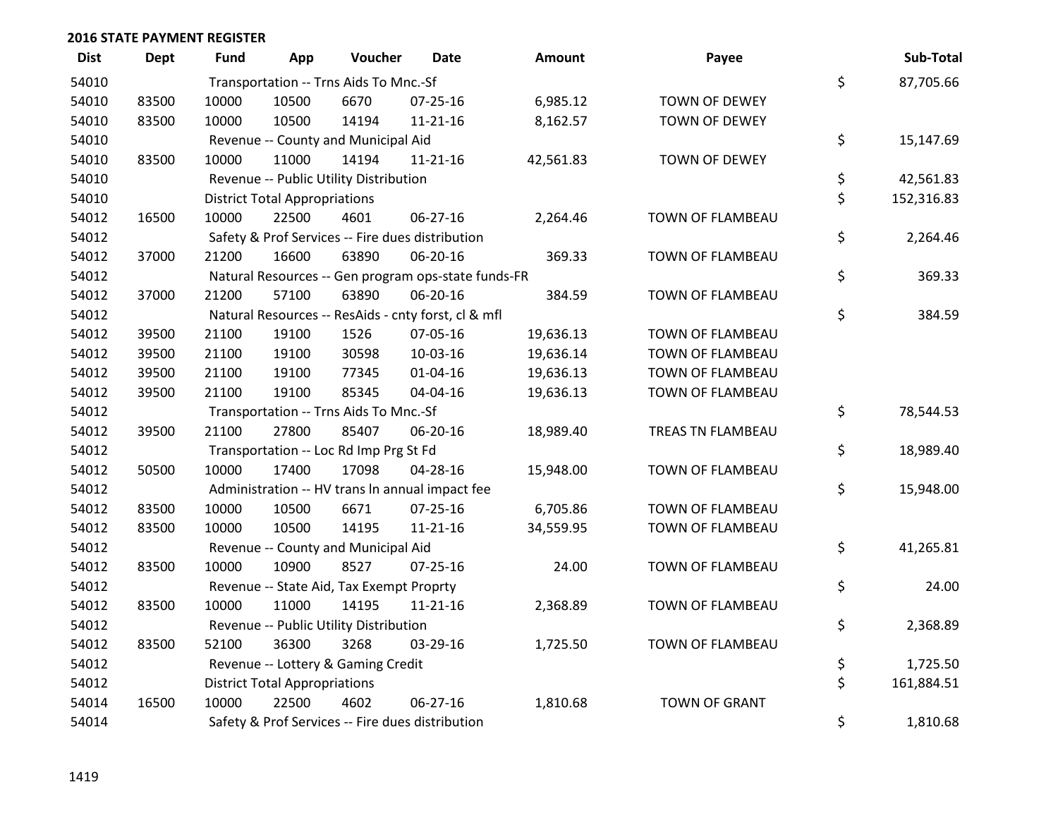**2016 STATE PAYMENT REGISTER**

| Dist | Dept | Fund | App | Voucher | Date | Amount | Payee | | Sub-Total |
|---|---|---|---|---|---|---|---|---|---|
| 54010 | | Transportation -- Trns Aids To Mnc.-Sf | | | | | | $ | 87,705.66 |
| 54010 | 83500 | 10000 | 10500 | 6670 | 07-25-16 | 6,985.12 | TOWN OF DEWEY | | |
| 54010 | 83500 | 10000 | 10500 | 14194 | 11-21-16 | 8,162.57 | TOWN OF DEWEY | | |
| 54010 | | Revenue -- County and Municipal Aid | | | | | | $ | 15,147.69 |
| 54010 | 83500 | 10000 | 11000 | 14194 | 11-21-16 | 42,561.83 | TOWN OF DEWEY | | |
| 54010 | | Revenue -- Public Utility Distribution | | | | | | $ | 42,561.83 |
| 54010 | | District Total Appropriations | | | | | | $ | 152,316.83 |
| 54012 | 16500 | 10000 | 22500 | 4601 | 06-27-16 | 2,264.46 | TOWN OF FLAMBEAU | | |
| 54012 | | Safety & Prof Services -- Fire dues distribution | | | | | | $ | 2,264.46 |
| 54012 | 37000 | 21200 | 16600 | 63890 | 06-20-16 | 369.33 | TOWN OF FLAMBEAU | | |
| 54012 | | Natural Resources -- Gen program ops-state funds-FR | | | | | | $ | 369.33 |
| 54012 | 37000 | 21200 | 57100 | 63890 | 06-20-16 | 384.59 | TOWN OF FLAMBEAU | | |
| 54012 | | Natural Resources -- ResAids - cnty forst, cl & mfl | | | | | | $ | 384.59 |
| 54012 | 39500 | 21100 | 19100 | 1526 | 07-05-16 | 19,636.13 | TOWN OF FLAMBEAU | | |
| 54012 | 39500 | 21100 | 19100 | 30598 | 10-03-16 | 19,636.14 | TOWN OF FLAMBEAU | | |
| 54012 | 39500 | 21100 | 19100 | 77345 | 01-04-16 | 19,636.13 | TOWN OF FLAMBEAU | | |
| 54012 | 39500 | 21100 | 19100 | 85345 | 04-04-16 | 19,636.13 | TOWN OF FLAMBEAU | | |
| 54012 | | Transportation -- Trns Aids To Mnc.-Sf | | | | | | $ | 78,544.53 |
| 54012 | 39500 | 21100 | 27800 | 85407 | 06-20-16 | 18,989.40 | TREAS TN FLAMBEAU | | |
| 54012 | | Transportation -- Loc Rd Imp Prg St Fd | | | | | | $ | 18,989.40 |
| 54012 | 50500 | 10000 | 17400 | 17098 | 04-28-16 | 15,948.00 | TOWN OF FLAMBEAU | | |
| 54012 | | Administration -- HV trans ln annual impact fee | | | | | | $ | 15,948.00 |
| 54012 | 83500 | 10000 | 10500 | 6671 | 07-25-16 | 6,705.86 | TOWN OF FLAMBEAU | | |
| 54012 | 83500 | 10000 | 10500 | 14195 | 11-21-16 | 34,559.95 | TOWN OF FLAMBEAU | | |
| 54012 | | Revenue -- County and Municipal Aid | | | | | | $ | 41,265.81 |
| 54012 | 83500 | 10000 | 10900 | 8527 | 07-25-16 | 24.00 | TOWN OF FLAMBEAU | | |
| 54012 | | Revenue -- State Aid, Tax Exempt Proprty | | | | | | $ | 24.00 |
| 54012 | 83500 | 10000 | 11000 | 14195 | 11-21-16 | 2,368.89 | TOWN OF FLAMBEAU | | |
| 54012 | | Revenue -- Public Utility Distribution | | | | | | $ | 2,368.89 |
| 54012 | 83500 | 52100 | 36300 | 3268 | 03-29-16 | 1,725.50 | TOWN OF FLAMBEAU | | |
| 54012 | | Revenue -- Lottery & Gaming Credit | | | | | | $ | 1,725.50 |
| 54012 | | District Total Appropriations | | | | | | $ | 161,884.51 |
| 54014 | 16500 | 10000 | 22500 | 4602 | 06-27-16 | 1,810.68 | TOWN OF GRANT | | |
| 54014 | | Safety & Prof Services -- Fire dues distribution | | | | | | $ | 1,810.68 |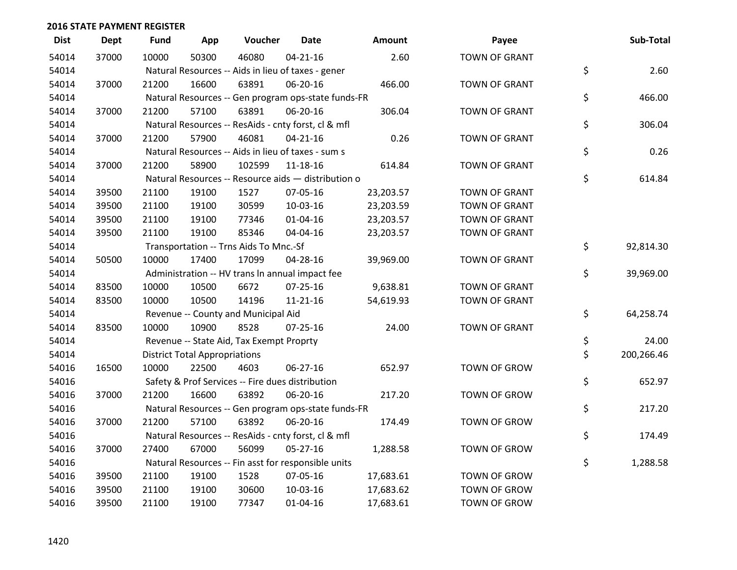## 2016 STATE PAYMENT REGISTER

| Dist | Dept | Fund | App | Voucher | Date | Amount | Payee | | Sub-Total |
|---|---|---|---|---|---|---|---|---|---|
| 54014 | 37000 | 10000 | 50300 | 46080 | 04-21-16 | 2.60 | TOWN OF GRANT | | |
| 54014 | | Natural Resources -- Aids in lieu of taxes - gener | | | | | | $ | 2.60 |
| 54014 | 37000 | 21200 | 16600 | 63891 | 06-20-16 | 466.00 | TOWN OF GRANT | | |
| 54014 | | Natural Resources -- Gen program ops-state funds-FR | | | | | | $ | 466.00 |
| 54014 | 37000 | 21200 | 57100 | 63891 | 06-20-16 | 306.04 | TOWN OF GRANT | | |
| 54014 | | Natural Resources -- ResAids - cnty forst, cl & mfl | | | | | | $ | 306.04 |
| 54014 | 37000 | 21200 | 57900 | 46081 | 04-21-16 | 0.26 | TOWN OF GRANT | | |
| 54014 | | Natural Resources -- Aids in lieu of taxes - sum s | | | | | | $ | 0.26 |
| 54014 | 37000 | 21200 | 58900 | 102599 | 11-18-16 | 614.84 | TOWN OF GRANT | | |
| 54014 | | Natural Resources -- Resource aids — distribution o | | | | | | $ | 614.84 |
| 54014 | 39500 | 21100 | 19100 | 1527 | 07-05-16 | 23,203.57 | TOWN OF GRANT | | |
| 54014 | 39500 | 21100 | 19100 | 30599 | 10-03-16 | 23,203.59 | TOWN OF GRANT | | |
| 54014 | 39500 | 21100 | 19100 | 77346 | 01-04-16 | 23,203.57 | TOWN OF GRANT | | |
| 54014 | 39500 | 21100 | 19100 | 85346 | 04-04-16 | 23,203.57 | TOWN OF GRANT | | |
| 54014 | | Transportation -- Trns Aids To Mnc.-Sf | | | | | | $ | 92,814.30 |
| 54014 | 50500 | 10000 | 17400 | 17099 | 04-28-16 | 39,969.00 | TOWN OF GRANT | | |
| 54014 | | Administration -- HV trans ln annual impact fee | | | | | | $ | 39,969.00 |
| 54014 | 83500 | 10000 | 10500 | 6672 | 07-25-16 | 9,638.81 | TOWN OF GRANT | | |
| 54014 | 83500 | 10000 | 10500 | 14196 | 11-21-16 | 54,619.93 | TOWN OF GRANT | | |
| 54014 | | Revenue -- County and Municipal Aid | | | | | | $ | 64,258.74 |
| 54014 | 83500 | 10000 | 10900 | 8528 | 07-25-16 | 24.00 | TOWN OF GRANT | | |
| 54014 | | Revenue -- State Aid, Tax Exempt Proprty | | | | | | $ | 24.00 |
| 54014 | | District Total Appropriations | | | | | | $ | 200,266.46 |
| 54016 | 16500 | 10000 | 22500 | 4603 | 06-27-16 | 652.97 | TOWN OF GROW | | |
| 54016 | | Safety & Prof Services -- Fire dues distribution | | | | | | $ | 652.97 |
| 54016 | 37000 | 21200 | 16600 | 63892 | 06-20-16 | 217.20 | TOWN OF GROW | | |
| 54016 | | Natural Resources -- Gen program ops-state funds-FR | | | | | | $ | 217.20 |
| 54016 | 37000 | 21200 | 57100 | 63892 | 06-20-16 | 174.49 | TOWN OF GROW | | |
| 54016 | | Natural Resources -- ResAids - cnty forst, cl & mfl | | | | | | $ | 174.49 |
| 54016 | 37000 | 27400 | 67000 | 56099 | 05-27-16 | 1,288.58 | TOWN OF GROW | | |
| 54016 | | Natural Resources -- Fin asst for responsible units | | | | | | $ | 1,288.58 |
| 54016 | 39500 | 21100 | 19100 | 1528 | 07-05-16 | 17,683.61 | TOWN OF GROW | | |
| 54016 | 39500 | 21100 | 19100 | 30600 | 10-03-16 | 17,683.62 | TOWN OF GROW | | |
| 54016 | 39500 | 21100 | 19100 | 77347 | 01-04-16 | 17,683.61 | TOWN OF GROW | | |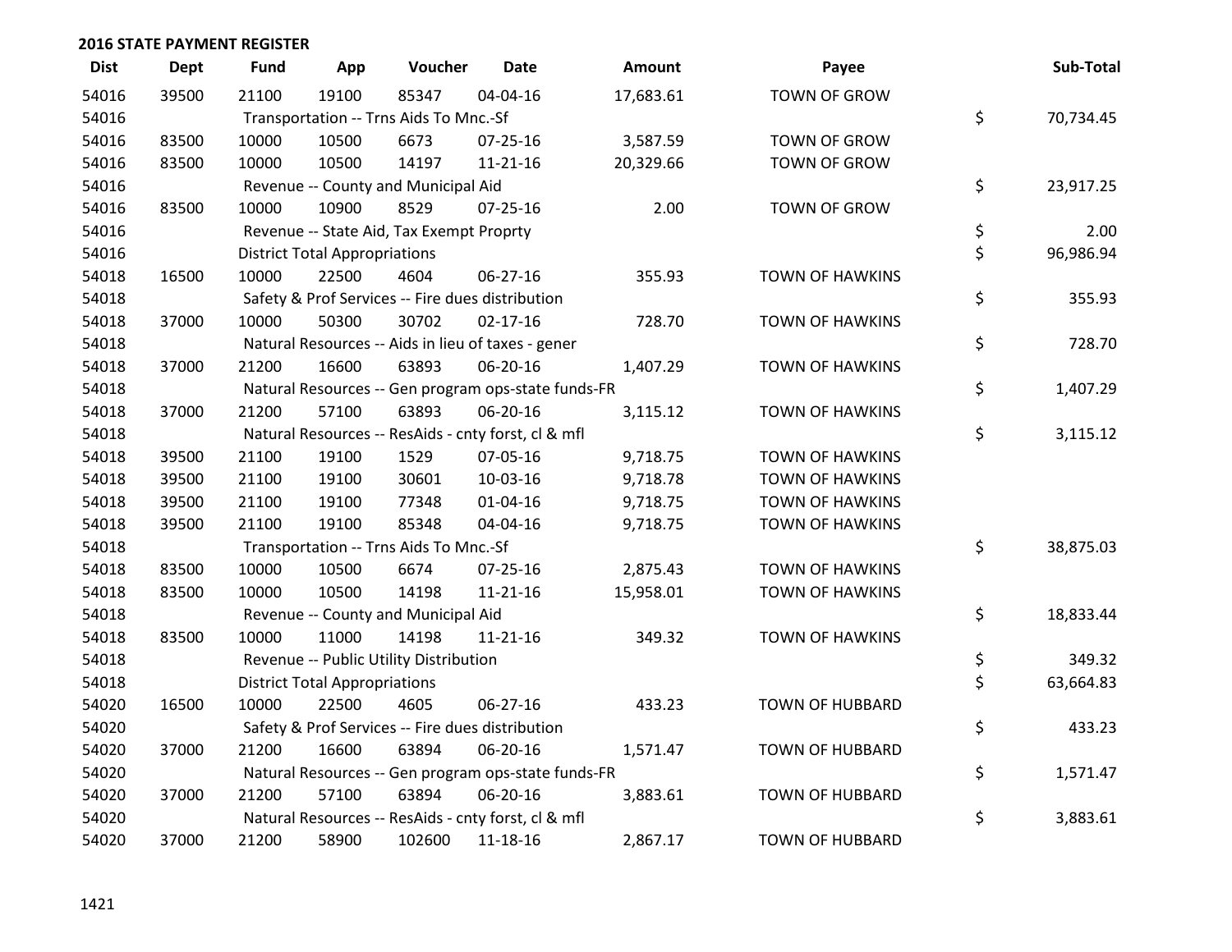## 2016 STATE PAYMENT REGISTER

| Dist | Dept | Fund | App | Voucher | Date | Amount | Payee | | Sub-Total |
|---|---|---|---|---|---|---|---|---|---|
| 54016 | 39500 | 21100 | 19100 | 85347 | 04-04-16 | 17,683.61 | TOWN OF GROW | | |
| 54016 | | Transportation -- Trns Aids To Mnc.-Sf | | | | | | $ | 70,734.45 |
| 54016 | 83500 | 10000 | 10500 | 6673 | 07-25-16 | 3,587.59 | TOWN OF GROW | | |
| 54016 | 83500 | 10000 | 10500 | 14197 | 11-21-16 | 20,329.66 | TOWN OF GROW | | |
| 54016 | | Revenue -- County and Municipal Aid | | | | | | $ | 23,917.25 |
| 54016 | 83500 | 10000 | 10900 | 8529 | 07-25-16 | 2.00 | TOWN OF GROW | | |
| 54016 | | Revenue -- State Aid, Tax Exempt Proprty | | | | | | $ | 2.00 |
| 54016 | | District Total Appropriations | | | | | | $ | 96,986.94 |
| 54018 | 16500 | 10000 | 22500 | 4604 | 06-27-16 | 355.93 | TOWN OF HAWKINS | | |
| 54018 | | Safety & Prof Services -- Fire dues distribution | | | | | | $ | 355.93 |
| 54018 | 37000 | 10000 | 50300 | 30702 | 02-17-16 | 728.70 | TOWN OF HAWKINS | | |
| 54018 | | Natural Resources -- Aids in lieu of taxes - gener | | | | | | $ | 728.70 |
| 54018 | 37000 | 21200 | 16600 | 63893 | 06-20-16 | 1,407.29 | TOWN OF HAWKINS | | |
| 54018 | | Natural Resources -- Gen program ops-state funds-FR | | | | | | $ | 1,407.29 |
| 54018 | 37000 | 21200 | 57100 | 63893 | 06-20-16 | 3,115.12 | TOWN OF HAWKINS | | |
| 54018 | | Natural Resources -- ResAids - cnty forst, cl & mfl | | | | | | $ | 3,115.12 |
| 54018 | 39500 | 21100 | 19100 | 1529 | 07-05-16 | 9,718.75 | TOWN OF HAWKINS | | |
| 54018 | 39500 | 21100 | 19100 | 30601 | 10-03-16 | 9,718.78 | TOWN OF HAWKINS | | |
| 54018 | 39500 | 21100 | 19100 | 77348 | 01-04-16 | 9,718.75 | TOWN OF HAWKINS | | |
| 54018 | 39500 | 21100 | 19100 | 85348 | 04-04-16 | 9,718.75 | TOWN OF HAWKINS | | |
| 54018 | | Transportation -- Trns Aids To Mnc.-Sf | | | | | | $ | 38,875.03 |
| 54018 | 83500 | 10000 | 10500 | 6674 | 07-25-16 | 2,875.43 | TOWN OF HAWKINS | | |
| 54018 | 83500 | 10000 | 10500 | 14198 | 11-21-16 | 15,958.01 | TOWN OF HAWKINS | | |
| 54018 | | Revenue -- County and Municipal Aid | | | | | | $ | 18,833.44 |
| 54018 | 83500 | 10000 | 11000 | 14198 | 11-21-16 | 349.32 | TOWN OF HAWKINS | | |
| 54018 | | Revenue -- Public Utility Distribution | | | | | | $ | 349.32 |
| 54018 | | District Total Appropriations | | | | | | $ | 63,664.83 |
| 54020 | 16500 | 10000 | 22500 | 4605 | 06-27-16 | 433.23 | TOWN OF HUBBARD | | |
| 54020 | | Safety & Prof Services -- Fire dues distribution | | | | | | $ | 433.23 |
| 54020 | 37000 | 21200 | 16600 | 63894 | 06-20-16 | 1,571.47 | TOWN OF HUBBARD | | |
| 54020 | | Natural Resources -- Gen program ops-state funds-FR | | | | | | $ | 1,571.47 |
| 54020 | 37000 | 21200 | 57100 | 63894 | 06-20-16 | 3,883.61 | TOWN OF HUBBARD | | |
| 54020 | | Natural Resources -- ResAids - cnty forst, cl & mfl | | | | | | $ | 3,883.61 |
| 54020 | 37000 | 21200 | 58900 | 102600 | 11-18-16 | 2,867.17 | TOWN OF HUBBARD | | |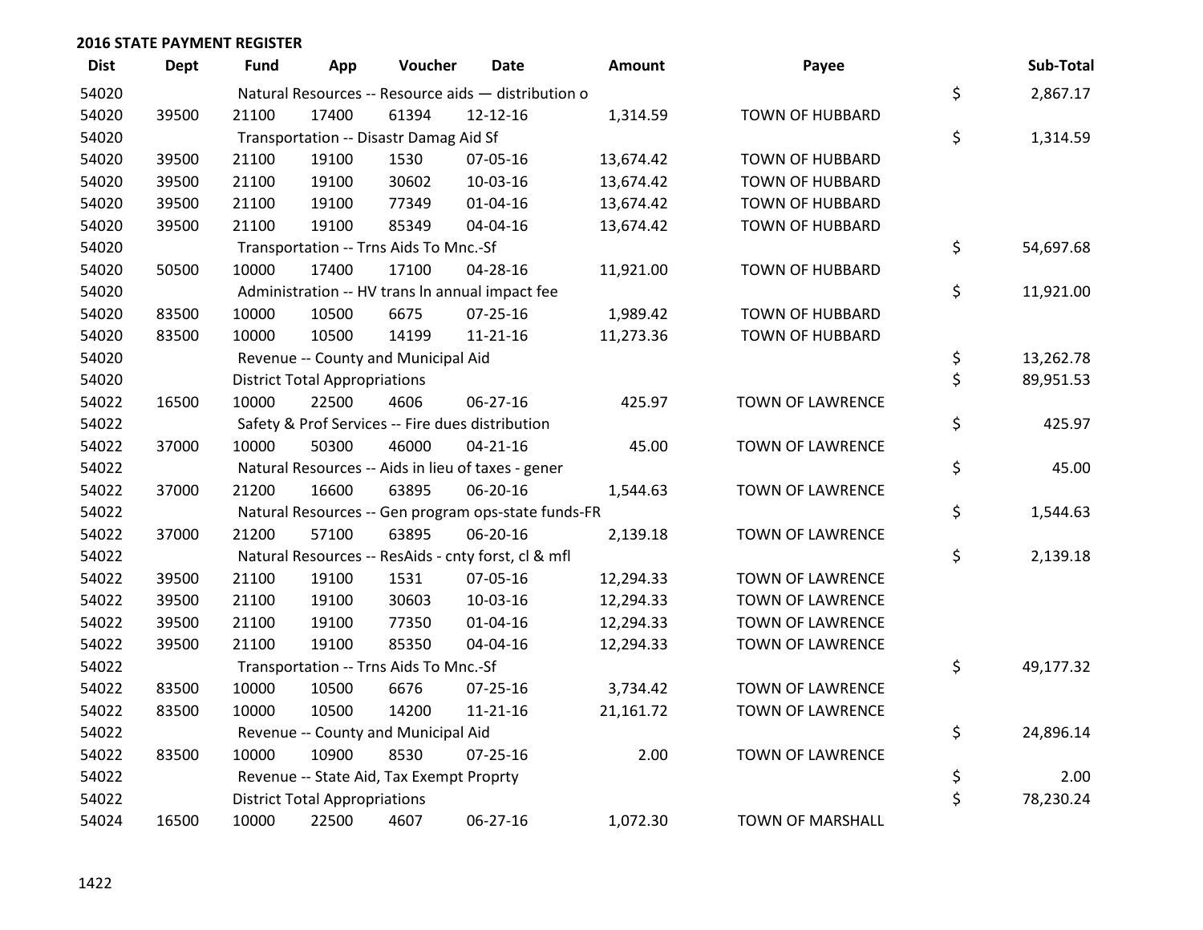## 2016 STATE PAYMENT REGISTER

| Dist | Dept | Fund | App | Voucher | Date | Amount | Payee | Sub-Total |
|---|---|---|---|---|---|---|---|---|
| 54020 | | Natural Resources -- Resource aids — distribution o | | | | | | $ 2,867.17 |
| 54020 | 39500 | 21100 | 17400 | 61394 | 12-12-16 | 1,314.59 | TOWN OF HUBBARD | |
| 54020 | | Transportation -- Disastr Damag Aid Sf | | | | | | $ 1,314.59 |
| 54020 | 39500 | 21100 | 19100 | 1530 | 07-05-16 | 13,674.42 | TOWN OF HUBBARD | |
| 54020 | 39500 | 21100 | 19100 | 30602 | 10-03-16 | 13,674.42 | TOWN OF HUBBARD | |
| 54020 | 39500 | 21100 | 19100 | 77349 | 01-04-16 | 13,674.42 | TOWN OF HUBBARD | |
| 54020 | 39500 | 21100 | 19100 | 85349 | 04-04-16 | 13,674.42 | TOWN OF HUBBARD | |
| 54020 | | Transportation -- Trns Aids To Mnc.-Sf | | | | | | $ 54,697.68 |
| 54020 | 50500 | 10000 | 17400 | 17100 | 04-28-16 | 11,921.00 | TOWN OF HUBBARD | |
| 54020 | | Administration -- HV trans ln annual impact fee | | | | | | $ 11,921.00 |
| 54020 | 83500 | 10000 | 10500 | 6675 | 07-25-16 | 1,989.42 | TOWN OF HUBBARD | |
| 54020 | 83500 | 10000 | 10500 | 14199 | 11-21-16 | 11,273.36 | TOWN OF HUBBARD | |
| 54020 | | Revenue -- County and Municipal Aid | | | | | | $ 13,262.78 |
| 54020 | | District Total Appropriations | | | | | | $ 89,951.53 |
| 54022 | 16500 | 10000 | 22500 | 4606 | 06-27-16 | 425.97 | TOWN OF LAWRENCE | |
| 54022 | | Safety & Prof Services -- Fire dues distribution | | | | | | $ 425.97 |
| 54022 | 37000 | 10000 | 50300 | 46000 | 04-21-16 | 45.00 | TOWN OF LAWRENCE | |
| 54022 | | Natural Resources -- Aids in lieu of taxes - gener | | | | | | $ 45.00 |
| 54022 | 37000 | 21200 | 16600 | 63895 | 06-20-16 | 1,544.63 | TOWN OF LAWRENCE | |
| 54022 | | Natural Resources -- Gen program ops-state funds-FR | | | | | | $ 1,544.63 |
| 54022 | 37000 | 21200 | 57100 | 63895 | 06-20-16 | 2,139.18 | TOWN OF LAWRENCE | |
| 54022 | | Natural Resources -- ResAids - cnty forst, cl & mfl | | | | | | $ 2,139.18 |
| 54022 | 39500 | 21100 | 19100 | 1531 | 07-05-16 | 12,294.33 | TOWN OF LAWRENCE | |
| 54022 | 39500 | 21100 | 19100 | 30603 | 10-03-16 | 12,294.33 | TOWN OF LAWRENCE | |
| 54022 | 39500 | 21100 | 19100 | 77350 | 01-04-16 | 12,294.33 | TOWN OF LAWRENCE | |
| 54022 | 39500 | 21100 | 19100 | 85350 | 04-04-16 | 12,294.33 | TOWN OF LAWRENCE | |
| 54022 | | Transportation -- Trns Aids To Mnc.-Sf | | | | | | $ 49,177.32 |
| 54022 | 83500 | 10000 | 10500 | 6676 | 07-25-16 | 3,734.42 | TOWN OF LAWRENCE | |
| 54022 | 83500 | 10000 | 10500 | 14200 | 11-21-16 | 21,161.72 | TOWN OF LAWRENCE | |
| 54022 | | Revenue -- County and Municipal Aid | | | | | | $ 24,896.14 |
| 54022 | 83500 | 10000 | 10900 | 8530 | 07-25-16 | 2.00 | TOWN OF LAWRENCE | |
| 54022 | | Revenue -- State Aid, Tax Exempt Proprty | | | | | | $ 2.00 |
| 54022 | | District Total Appropriations | | | | | | $ 78,230.24 |
| 54024 | 16500 | 10000 | 22500 | 4607 | 06-27-16 | 1,072.30 | TOWN OF MARSHALL | |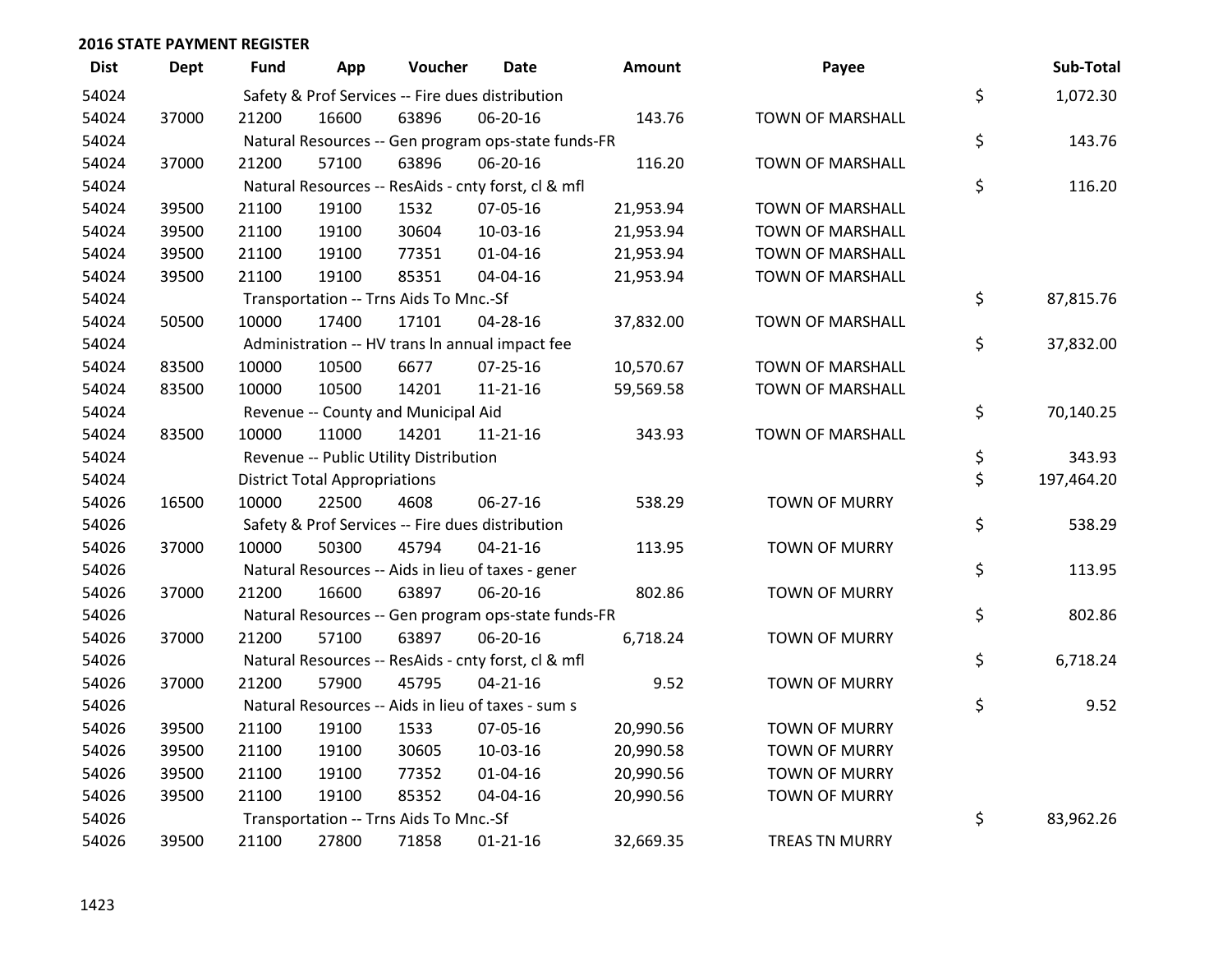## 2016 STATE PAYMENT REGISTER

| Dist | Dept | Fund | App | Voucher | Date | Amount | Payee | Sub-Total |
|---|---|---|---|---|---|---|---|---|
| 54024 | | Safety & Prof Services -- Fire dues distribution | | | | | | $ 1,072.30 |
| 54024 | 37000 | 21200 | 16600 | 63896 | 06-20-16 | 143.76 | TOWN OF MARSHALL | |
| 54024 | | Natural Resources -- Gen program ops-state funds-FR | | | | | | $ 143.76 |
| 54024 | 37000 | 21200 | 57100 | 63896 | 06-20-16 | 116.20 | TOWN OF MARSHALL | |
| 54024 | | Natural Resources -- ResAids - cnty forst, cl & mfl | | | | | | $ 116.20 |
| 54024 | 39500 | 21100 | 19100 | 1532 | 07-05-16 | 21,953.94 | TOWN OF MARSHALL | |
| 54024 | 39500 | 21100 | 19100 | 30604 | 10-03-16 | 21,953.94 | TOWN OF MARSHALL | |
| 54024 | 39500 | 21100 | 19100 | 77351 | 01-04-16 | 21,953.94 | TOWN OF MARSHALL | |
| 54024 | 39500 | 21100 | 19100 | 85351 | 04-04-16 | 21,953.94 | TOWN OF MARSHALL | |
| 54024 | | Transportation -- Trns Aids To Mnc.-Sf | | | | | | $ 87,815.76 |
| 54024 | 50500 | 10000 | 17400 | 17101 | 04-28-16 | 37,832.00 | TOWN OF MARSHALL | |
| 54024 | | Administration -- HV trans ln annual impact fee | | | | | | $ 37,832.00 |
| 54024 | 83500 | 10000 | 10500 | 6677 | 07-25-16 | 10,570.67 | TOWN OF MARSHALL | |
| 54024 | 83500 | 10000 | 10500 | 14201 | 11-21-16 | 59,569.58 | TOWN OF MARSHALL | |
| 54024 | | Revenue -- County and Municipal Aid | | | | | | $ 70,140.25 |
| 54024 | 83500 | 10000 | 11000 | 14201 | 11-21-16 | 343.93 | TOWN OF MARSHALL | |
| 54024 | | Revenue -- Public Utility Distribution | | | | | | $ 343.93 |
| 54024 | | District Total Appropriations | | | | | | $ 197,464.20 |
| 54026 | 16500 | 10000 | 22500 | 4608 | 06-27-16 | 538.29 | TOWN OF MURRY | |
| 54026 | | Safety & Prof Services -- Fire dues distribution | | | | | | $ 538.29 |
| 54026 | 37000 | 10000 | 50300 | 45794 | 04-21-16 | 113.95 | TOWN OF MURRY | |
| 54026 | | Natural Resources -- Aids in lieu of taxes - gener | | | | | | $ 113.95 |
| 54026 | 37000 | 21200 | 16600 | 63897 | 06-20-16 | 802.86 | TOWN OF MURRY | |
| 54026 | | Natural Resources -- Gen program ops-state funds-FR | | | | | | $ 802.86 |
| 54026 | 37000 | 21200 | 57100 | 63897 | 06-20-16 | 6,718.24 | TOWN OF MURRY | |
| 54026 | | Natural Resources -- ResAids - cnty forst, cl & mfl | | | | | | $ 6,718.24 |
| 54026 | 37000 | 21200 | 57900 | 45795 | 04-21-16 | 9.52 | TOWN OF MURRY | |
| 54026 | | Natural Resources -- Aids in lieu of taxes - sum s | | | | | | $ 9.52 |
| 54026 | 39500 | 21100 | 19100 | 1533 | 07-05-16 | 20,990.56 | TOWN OF MURRY | |
| 54026 | 39500 | 21100 | 19100 | 30605 | 10-03-16 | 20,990.58 | TOWN OF MURRY | |
| 54026 | 39500 | 21100 | 19100 | 77352 | 01-04-16 | 20,990.56 | TOWN OF MURRY | |
| 54026 | 39500 | 21100 | 19100 | 85352 | 04-04-16 | 20,990.56 | TOWN OF MURRY | |
| 54026 | | Transportation -- Trns Aids To Mnc.-Sf | | | | | | $ 83,962.26 |
| 54026 | 39500 | 21100 | 27800 | 71858 | 01-21-16 | 32,669.35 | TREAS TN MURRY | |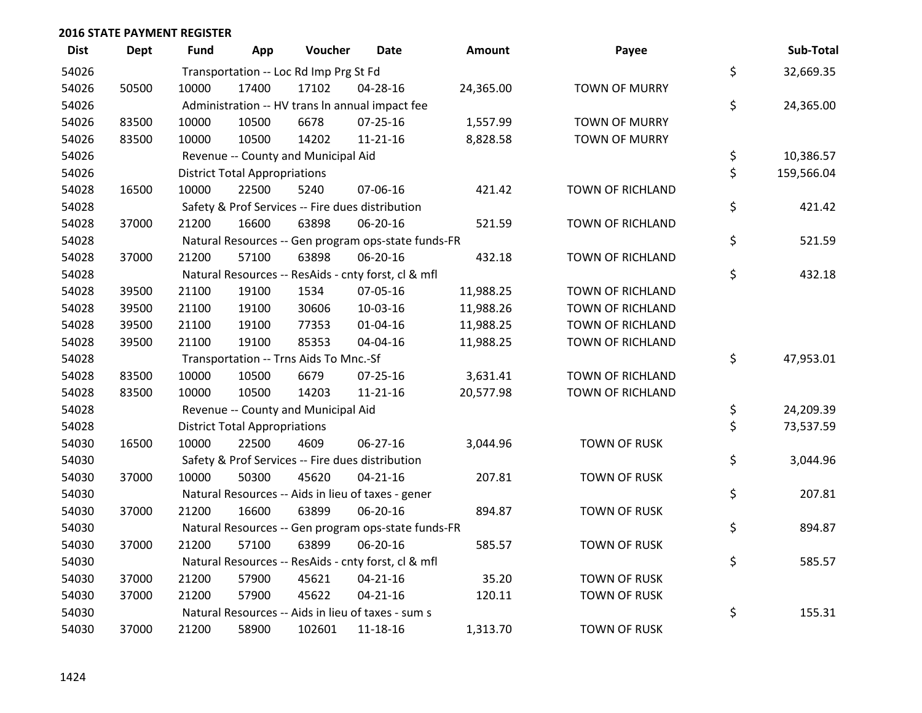## 2016 STATE PAYMENT REGISTER

| Dist | Dept | Fund | App | Voucher | Date | Amount | Payee | Sub-Total |
|---|---|---|---|---|---|---|---|---|
| 54026 | | Transportation -- Loc Rd Imp Prg St Fd | | | | | | $ 32,669.35 |
| 54026 | 50500 | 10000 | 17400 | 17102 | 04-28-16 | 24,365.00 | TOWN OF MURRY | |
| 54026 | | Administration -- HV trans ln annual impact fee | | | | | | $ 24,365.00 |
| 54026 | 83500 | 10000 | 10500 | 6678 | 07-25-16 | 1,557.99 | TOWN OF MURRY | |
| 54026 | 83500 | 10000 | 10500 | 14202 | 11-21-16 | 8,828.58 | TOWN OF MURRY | |
| 54026 | | Revenue -- County and Municipal Aid | | | | | | $ 10,386.57 |
| 54026 | | District Total Appropriations | | | | | | $ 159,566.04 |
| 54028 | 16500 | 10000 | 22500 | 5240 | 07-06-16 | 421.42 | TOWN OF RICHLAND | |
| 54028 | | Safety & Prof Services -- Fire dues distribution | | | | | | $ 421.42 |
| 54028 | 37000 | 21200 | 16600 | 63898 | 06-20-16 | 521.59 | TOWN OF RICHLAND | |
| 54028 | | Natural Resources -- Gen program ops-state funds-FR | | | | | | $ 521.59 |
| 54028 | 37000 | 21200 | 57100 | 63898 | 06-20-16 | 432.18 | TOWN OF RICHLAND | |
| 54028 | | Natural Resources -- ResAids - cnty forst, cl & mfl | | | | | | $ 432.18 |
| 54028 | 39500 | 21100 | 19100 | 1534 | 07-05-16 | 11,988.25 | TOWN OF RICHLAND | |
| 54028 | 39500 | 21100 | 19100 | 30606 | 10-03-16 | 11,988.26 | TOWN OF RICHLAND | |
| 54028 | 39500 | 21100 | 19100 | 77353 | 01-04-16 | 11,988.25 | TOWN OF RICHLAND | |
| 54028 | 39500 | 21100 | 19100 | 85353 | 04-04-16 | 11,988.25 | TOWN OF RICHLAND | |
| 54028 | | Transportation -- Trns Aids To Mnc.-Sf | | | | | | $ 47,953.01 |
| 54028 | 83500 | 10000 | 10500 | 6679 | 07-25-16 | 3,631.41 | TOWN OF RICHLAND | |
| 54028 | 83500 | 10000 | 10500 | 14203 | 11-21-16 | 20,577.98 | TOWN OF RICHLAND | |
| 54028 | | Revenue -- County and Municipal Aid | | | | | | $ 24,209.39 |
| 54028 | | District Total Appropriations | | | | | | $ 73,537.59 |
| 54030 | 16500 | 10000 | 22500 | 4609 | 06-27-16 | 3,044.96 | TOWN OF RUSK | |
| 54030 | | Safety & Prof Services -- Fire dues distribution | | | | | | $ 3,044.96 |
| 54030 | 37000 | 10000 | 50300 | 45620 | 04-21-16 | 207.81 | TOWN OF RUSK | |
| 54030 | | Natural Resources -- Aids in lieu of taxes - gener | | | | | | $ 207.81 |
| 54030 | 37000 | 21200 | 16600 | 63899 | 06-20-16 | 894.87 | TOWN OF RUSK | |
| 54030 | | Natural Resources -- Gen program ops-state funds-FR | | | | | | $ 894.87 |
| 54030 | 37000 | 21200 | 57100 | 63899 | 06-20-16 | 585.57 | TOWN OF RUSK | |
| 54030 | | Natural Resources -- ResAids - cnty forst, cl & mfl | | | | | | $ 585.57 |
| 54030 | 37000 | 21200 | 57900 | 45621 | 04-21-16 | 35.20 | TOWN OF RUSK | |
| 54030 | 37000 | 21200 | 57900 | 45622 | 04-21-16 | 120.11 | TOWN OF RUSK | |
| 54030 | | Natural Resources -- Aids in lieu of taxes - sum s | | | | | | $ 155.31 |
| 54030 | 37000 | 21200 | 58900 | 102601 | 11-18-16 | 1,313.70 | TOWN OF RUSK | |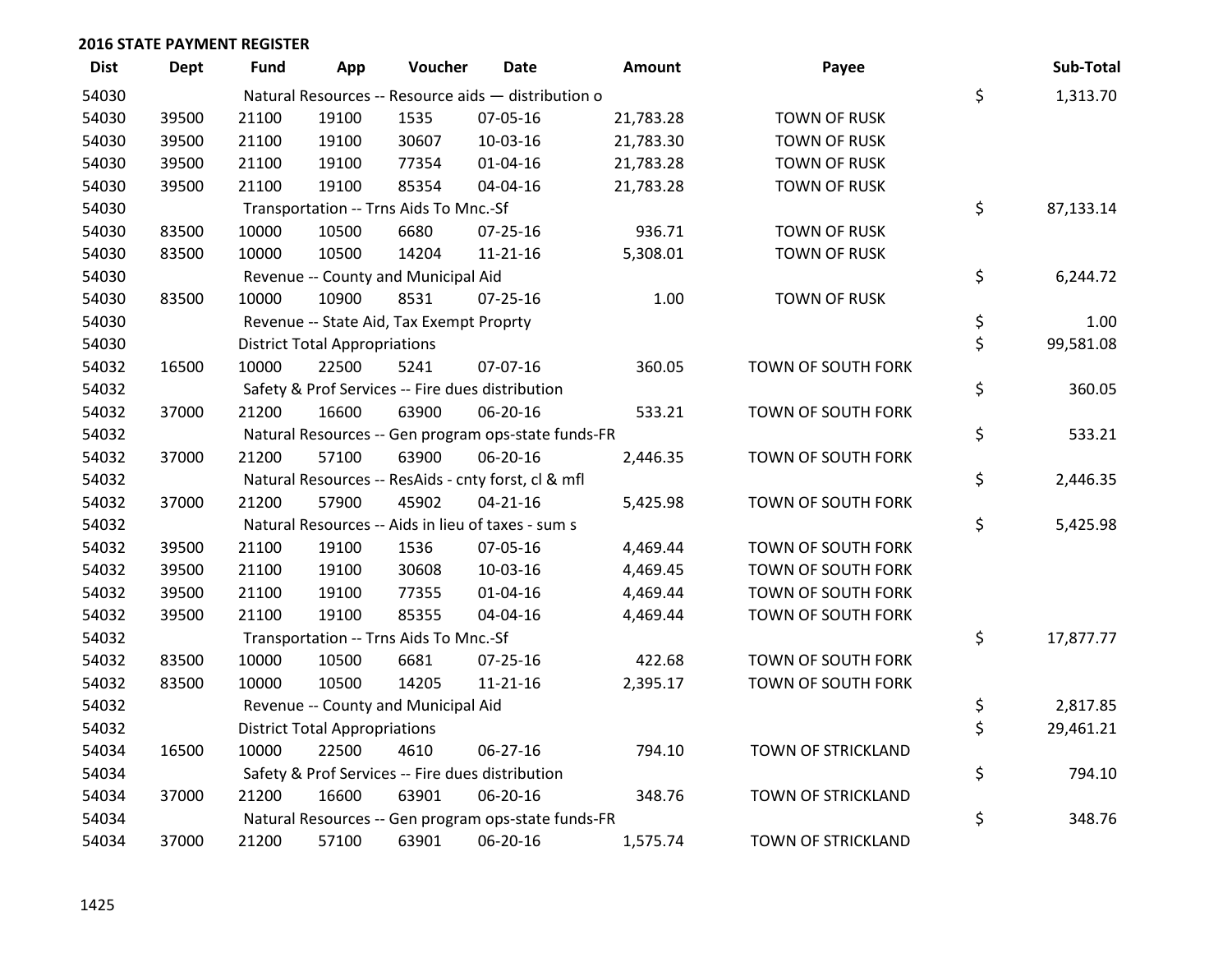## 2016 STATE PAYMENT REGISTER

| Dist | Dept | Fund | App | Voucher | Date | Amount | Payee | Sub-Total |
|---|---|---|---|---|---|---|---|---|
| 54030 | | Natural Resources -- Resource aids — distribution o | | | | | | $ 1,313.70 |
| 54030 | 39500 | 21100 | 19100 | 1535 | 07-05-16 | 21,783.28 | TOWN OF RUSK | |
| 54030 | 39500 | 21100 | 19100 | 30607 | 10-03-16 | 21,783.30 | TOWN OF RUSK | |
| 54030 | 39500 | 21100 | 19100 | 77354 | 01-04-16 | 21,783.28 | TOWN OF RUSK | |
| 54030 | 39500 | 21100 | 19100 | 85354 | 04-04-16 | 21,783.28 | TOWN OF RUSK | |
| 54030 | | Transportation -- Trns Aids To Mnc.-Sf | | | | | | $ 87,133.14 |
| 54030 | 83500 | 10000 | 10500 | 6680 | 07-25-16 | 936.71 | TOWN OF RUSK | |
| 54030 | 83500 | 10000 | 10500 | 14204 | 11-21-16 | 5,308.01 | TOWN OF RUSK | |
| 54030 | | Revenue -- County and Municipal Aid | | | | | | $ 6,244.72 |
| 54030 | 83500 | 10000 | 10900 | 8531 | 07-25-16 | 1.00 | TOWN OF RUSK | |
| 54030 | | Revenue -- State Aid, Tax Exempt Proprty | | | | | | $ 1.00 |
| 54030 | | District Total Appropriations | | | | | | $ 99,581.08 |
| 54032 | 16500 | 10000 | 22500 | 5241 | 07-07-16 | 360.05 | TOWN OF SOUTH FORK | |
| 54032 | | Safety & Prof Services -- Fire dues distribution | | | | | | $ 360.05 |
| 54032 | 37000 | 21200 | 16600 | 63900 | 06-20-16 | 533.21 | TOWN OF SOUTH FORK | |
| 54032 | | Natural Resources -- Gen program ops-state funds-FR | | | | | | $ 533.21 |
| 54032 | 37000 | 21200 | 57100 | 63900 | 06-20-16 | 2,446.35 | TOWN OF SOUTH FORK | |
| 54032 | | Natural Resources -- ResAids - cnty forst, cl & mfl | | | | | | $ 2,446.35 |
| 54032 | 37000 | 21200 | 57900 | 45902 | 04-21-16 | 5,425.98 | TOWN OF SOUTH FORK | |
| 54032 | | Natural Resources -- Aids in lieu of taxes - sum s | | | | | | $ 5,425.98 |
| 54032 | 39500 | 21100 | 19100 | 1536 | 07-05-16 | 4,469.44 | TOWN OF SOUTH FORK | |
| 54032 | 39500 | 21100 | 19100 | 30608 | 10-03-16 | 4,469.45 | TOWN OF SOUTH FORK | |
| 54032 | 39500 | 21100 | 19100 | 77355 | 01-04-16 | 4,469.44 | TOWN OF SOUTH FORK | |
| 54032 | 39500 | 21100 | 19100 | 85355 | 04-04-16 | 4,469.44 | TOWN OF SOUTH FORK | |
| 54032 | | Transportation -- Trns Aids To Mnc.-Sf | | | | | | $ 17,877.77 |
| 54032 | 83500 | 10000 | 10500 | 6681 | 07-25-16 | 422.68 | TOWN OF SOUTH FORK | |
| 54032 | 83500 | 10000 | 10500 | 14205 | 11-21-16 | 2,395.17 | TOWN OF SOUTH FORK | |
| 54032 | | Revenue -- County and Municipal Aid | | | | | | $ 2,817.85 |
| 54032 | | District Total Appropriations | | | | | | $ 29,461.21 |
| 54034 | 16500 | 10000 | 22500 | 4610 | 06-27-16 | 794.10 | TOWN OF STRICKLAND | |
| 54034 | | Safety & Prof Services -- Fire dues distribution | | | | | | $ 794.10 |
| 54034 | 37000 | 21200 | 16600 | 63901 | 06-20-16 | 348.76 | TOWN OF STRICKLAND | |
| 54034 | | Natural Resources -- Gen program ops-state funds-FR | | | | | | $ 348.76 |
| 54034 | 37000 | 21200 | 57100 | 63901 | 06-20-16 | 1,575.74 | TOWN OF STRICKLAND | |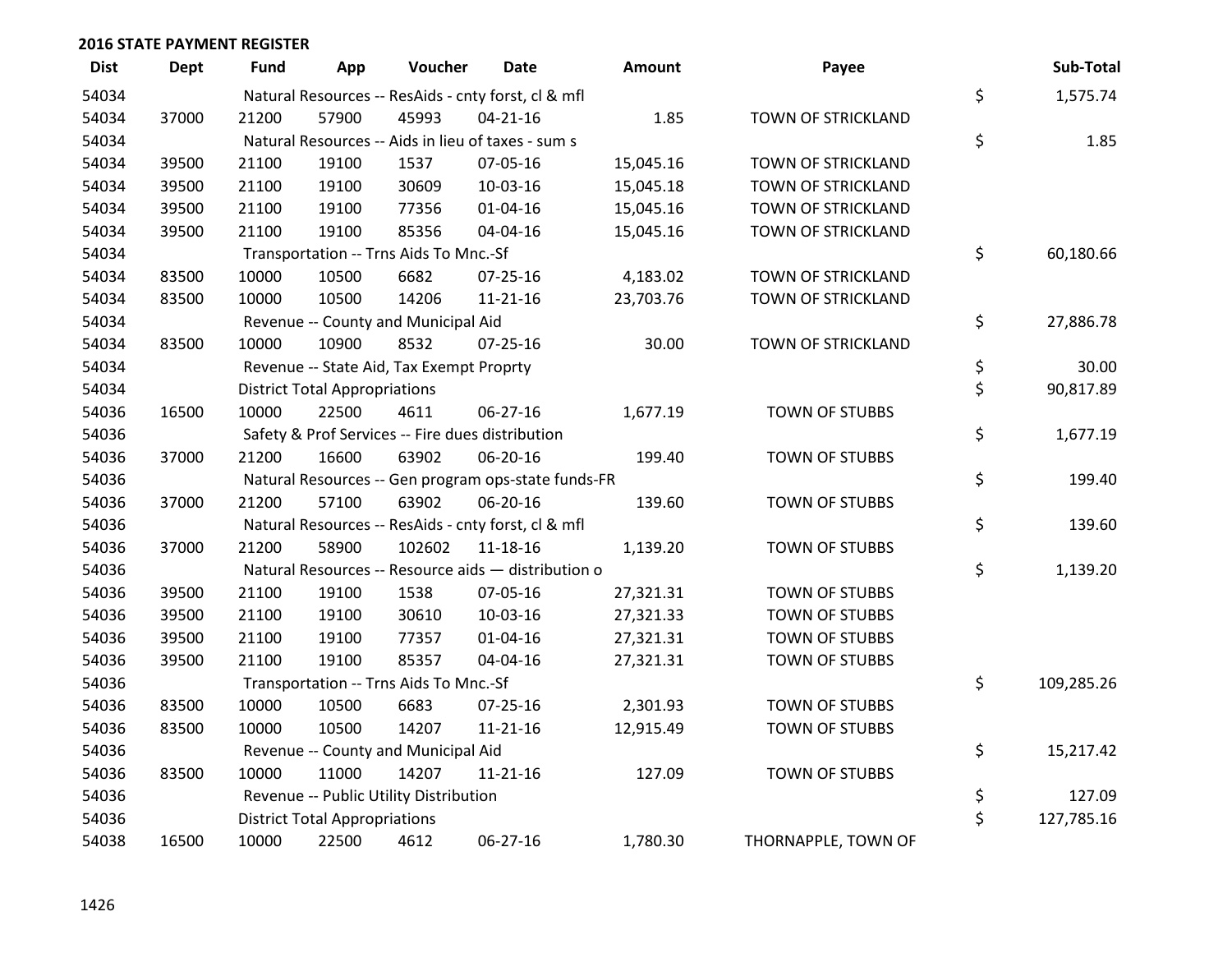## 2016 STATE PAYMENT REGISTER

| Dist | Dept | Fund | App | Voucher | Date | Amount | Payee | | Sub-Total |
|---|---|---|---|---|---|---|---|---|---|
| 54034 | | Natural Resources -- ResAids - cnty forst, cl & mfl | | | | | | $ | 1,575.74 |
| 54034 | 37000 | 21200 | 57900 | 45993 | 04-21-16 | 1.85 | TOWN OF STRICKLAND | | |
| 54034 | | Natural Resources -- Aids in lieu of taxes - sum s | | | | | | $ | 1.85 |
| 54034 | 39500 | 21100 | 19100 | 1537 | 07-05-16 | 15,045.16 | TOWN OF STRICKLAND | | |
| 54034 | 39500 | 21100 | 19100 | 30609 | 10-03-16 | 15,045.18 | TOWN OF STRICKLAND | | |
| 54034 | 39500 | 21100 | 19100 | 77356 | 01-04-16 | 15,045.16 | TOWN OF STRICKLAND | | |
| 54034 | 39500 | 21100 | 19100 | 85356 | 04-04-16 | 15,045.16 | TOWN OF STRICKLAND | | |
| 54034 | | Transportation -- Trns Aids To Mnc.-Sf | | | | | | $ | 60,180.66 |
| 54034 | 83500 | 10000 | 10500 | 6682 | 07-25-16 | 4,183.02 | TOWN OF STRICKLAND | | |
| 54034 | 83500 | 10000 | 10500 | 14206 | 11-21-16 | 23,703.76 | TOWN OF STRICKLAND | | |
| 54034 | | Revenue -- County and Municipal Aid | | | | | | $ | 27,886.78 |
| 54034 | 83500 | 10000 | 10900 | 8532 | 07-25-16 | 30.00 | TOWN OF STRICKLAND | | |
| 54034 | | Revenue -- State Aid, Tax Exempt Proprty | | | | | | $ | 30.00 |
| 54034 | | District Total Appropriations | | | | | | $ | 90,817.89 |
| 54036 | 16500 | 10000 | 22500 | 4611 | 06-27-16 | 1,677.19 | TOWN OF STUBBS | | |
| 54036 | | Safety & Prof Services -- Fire dues distribution | | | | | | $ | 1,677.19 |
| 54036 | 37000 | 21200 | 16600 | 63902 | 06-20-16 | 199.40 | TOWN OF STUBBS | | |
| 54036 | | Natural Resources -- Gen program ops-state funds-FR | | | | | | $ | 199.40 |
| 54036 | 37000 | 21200 | 57100 | 63902 | 06-20-16 | 139.60 | TOWN OF STUBBS | | |
| 54036 | | Natural Resources -- ResAids - cnty forst, cl & mfl | | | | | | $ | 139.60 |
| 54036 | 37000 | 21200 | 58900 | 102602 | 11-18-16 | 1,139.20 | TOWN OF STUBBS | | |
| 54036 | | Natural Resources -- Resource aids — distribution o | | | | | | $ | 1,139.20 |
| 54036 | 39500 | 21100 | 19100 | 1538 | 07-05-16 | 27,321.31 | TOWN OF STUBBS | | |
| 54036 | 39500 | 21100 | 19100 | 30610 | 10-03-16 | 27,321.33 | TOWN OF STUBBS | | |
| 54036 | 39500 | 21100 | 19100 | 77357 | 01-04-16 | 27,321.31 | TOWN OF STUBBS | | |
| 54036 | 39500 | 21100 | 19100 | 85357 | 04-04-16 | 27,321.31 | TOWN OF STUBBS | | |
| 54036 | | Transportation -- Trns Aids To Mnc.-Sf | | | | | | $ | 109,285.26 |
| 54036 | 83500 | 10000 | 10500 | 6683 | 07-25-16 | 2,301.93 | TOWN OF STUBBS | | |
| 54036 | 83500 | 10000 | 10500 | 14207 | 11-21-16 | 12,915.49 | TOWN OF STUBBS | | |
| 54036 | | Revenue -- County and Municipal Aid | | | | | | $ | 15,217.42 |
| 54036 | 83500 | 10000 | 11000 | 14207 | 11-21-16 | 127.09 | TOWN OF STUBBS | | |
| 54036 | | Revenue -- Public Utility Distribution | | | | | | $ | 127.09 |
| 54036 | | District Total Appropriations | | | | | | $ | 127,785.16 |
| 54038 | 16500 | 10000 | 22500 | 4612 | 06-27-16 | 1,780.30 | THORNAPPLE, TOWN OF | | |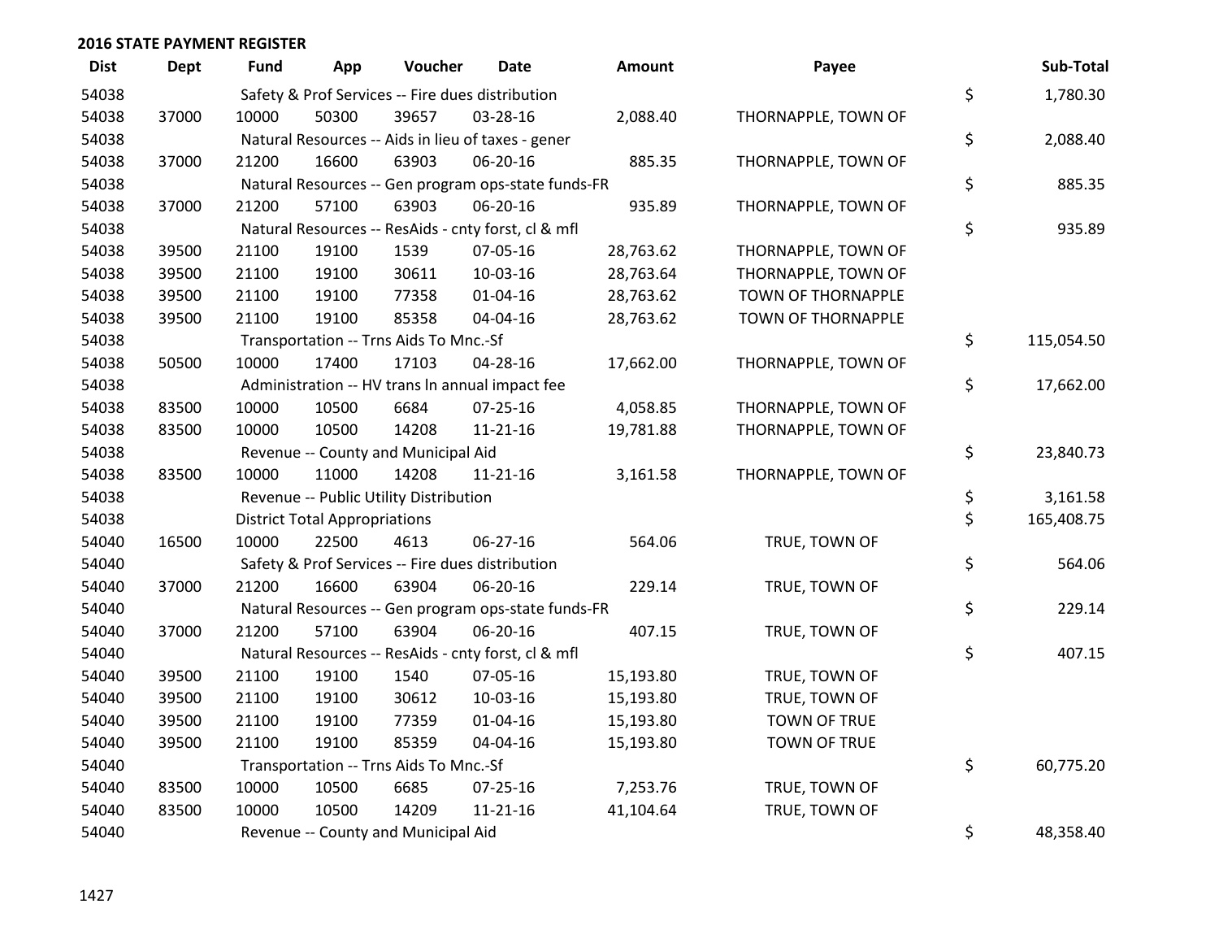## 2016 STATE PAYMENT REGISTER

| Dist | Dept | Fund | App | Voucher | Date | Amount | Payee | Sub-Total |
|---|---|---|---|---|---|---|---|---|
| 54038 | | Safety & Prof Services -- Fire dues distribution | | | | | | $ 1,780.30 |
| 54038 | 37000 | 10000 | 50300 | 39657 | 03-28-16 | 2,088.40 | THORNAPPLE, TOWN OF | |
| 54038 | | Natural Resources -- Aids in lieu of taxes - gener | | | | | | $ 2,088.40 |
| 54038 | 37000 | 21200 | 16600 | 63903 | 06-20-16 | 885.35 | THORNAPPLE, TOWN OF | |
| 54038 | | Natural Resources -- Gen program ops-state funds-FR | | | | | | $ 885.35 |
| 54038 | 37000 | 21200 | 57100 | 63903 | 06-20-16 | 935.89 | THORNAPPLE, TOWN OF | |
| 54038 | | Natural Resources -- ResAids - cnty forst, cl & mfl | | | | | | $ 935.89 |
| 54038 | 39500 | 21100 | 19100 | 1539 | 07-05-16 | 28,763.62 | THORNAPPLE, TOWN OF | |
| 54038 | 39500 | 21100 | 19100 | 30611 | 10-03-16 | 28,763.64 | THORNAPPLE, TOWN OF | |
| 54038 | 39500 | 21100 | 19100 | 77358 | 01-04-16 | 28,763.62 | TOWN OF THORNAPPLE | |
| 54038 | 39500 | 21100 | 19100 | 85358 | 04-04-16 | 28,763.62 | TOWN OF THORNAPPLE | |
| 54038 | | Transportation -- Trns Aids To Mnc.-Sf | | | | | | $ 115,054.50 |
| 54038 | 50500 | 10000 | 17400 | 17103 | 04-28-16 | 17,662.00 | THORNAPPLE, TOWN OF | |
| 54038 | | Administration -- HV trans ln annual impact fee | | | | | | $ 17,662.00 |
| 54038 | 83500 | 10000 | 10500 | 6684 | 07-25-16 | 4,058.85 | THORNAPPLE, TOWN OF | |
| 54038 | 83500 | 10000 | 10500 | 14208 | 11-21-16 | 19,781.88 | THORNAPPLE, TOWN OF | |
| 54038 | | Revenue -- County and Municipal Aid | | | | | | $ 23,840.73 |
| 54038 | 83500 | 10000 | 11000 | 14208 | 11-21-16 | 3,161.58 | THORNAPPLE, TOWN OF | |
| 54038 | | Revenue -- Public Utility Distribution | | | | | | $ 3,161.58 |
| 54038 | | District Total Appropriations | | | | | | $ 165,408.75 |
| 54040 | 16500 | 10000 | 22500 | 4613 | 06-27-16 | 564.06 | TRUE, TOWN OF | |
| 54040 | | Safety & Prof Services -- Fire dues distribution | | | | | | $ 564.06 |
| 54040 | 37000 | 21200 | 16600 | 63904 | 06-20-16 | 229.14 | TRUE, TOWN OF | |
| 54040 | | Natural Resources -- Gen program ops-state funds-FR | | | | | | $ 229.14 |
| 54040 | 37000 | 21200 | 57100 | 63904 | 06-20-16 | 407.15 | TRUE, TOWN OF | |
| 54040 | | Natural Resources -- ResAids - cnty forst, cl & mfl | | | | | | $ 407.15 |
| 54040 | 39500 | 21100 | 19100 | 1540 | 07-05-16 | 15,193.80 | TRUE, TOWN OF | |
| 54040 | 39500 | 21100 | 19100 | 30612 | 10-03-16 | 15,193.80 | TRUE, TOWN OF | |
| 54040 | 39500 | 21100 | 19100 | 77359 | 01-04-16 | 15,193.80 | TOWN OF TRUE | |
| 54040 | 39500 | 21100 | 19100 | 85359 | 04-04-16 | 15,193.80 | TOWN OF TRUE | |
| 54040 | | Transportation -- Trns Aids To Mnc.-Sf | | | | | | $ 60,775.20 |
| 54040 | 83500 | 10000 | 10500 | 6685 | 07-25-16 | 7,253.76 | TRUE, TOWN OF | |
| 54040 | 83500 | 10000 | 10500 | 14209 | 11-21-16 | 41,104.64 | TRUE, TOWN OF | |
| 54040 | | Revenue -- County and Municipal Aid | | | | | | $ 48,358.40 |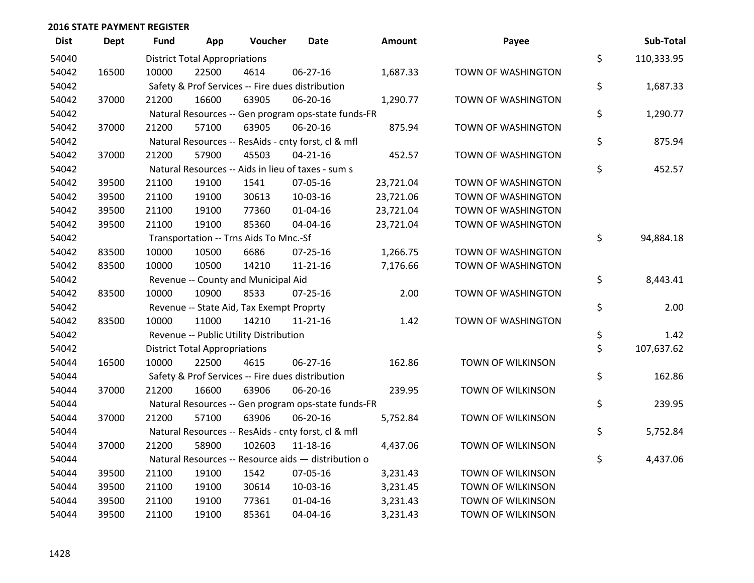**2016 STATE PAYMENT REGISTER**

| Dist | Dept | Fund | App | Voucher | Date | Amount | Payee | Sub-Total |
|---|---|---|---|---|---|---|---|---|
| 54040 | | District Total Appropriations | | | | | | $ 110,333.95 |
| 54042 | 16500 | 10000 | 22500 | 4614 | 06-27-16 | 1,687.33 | TOWN OF WASHINGTON | |
| 54042 | | Safety & Prof Services -- Fire dues distribution | | | | | | $ 1,687.33 |
| 54042 | 37000 | 21200 | 16600 | 63905 | 06-20-16 | 1,290.77 | TOWN OF WASHINGTON | |
| 54042 | | Natural Resources -- Gen program ops-state funds-FR | | | | | | $ 1,290.77 |
| 54042 | 37000 | 21200 | 57100 | 63905 | 06-20-16 | 875.94 | TOWN OF WASHINGTON | |
| 54042 | | Natural Resources -- ResAids - cnty forst, cl & mfl | | | | | | $ 875.94 |
| 54042 | 37000 | 21200 | 57900 | 45503 | 04-21-16 | 452.57 | TOWN OF WASHINGTON | |
| 54042 | | Natural Resources -- Aids in lieu of taxes - sum s | | | | | | $ 452.57 |
| 54042 | 39500 | 21100 | 19100 | 1541 | 07-05-16 | 23,721.04 | TOWN OF WASHINGTON | |
| 54042 | 39500 | 21100 | 19100 | 30613 | 10-03-16 | 23,721.06 | TOWN OF WASHINGTON | |
| 54042 | 39500 | 21100 | 19100 | 77360 | 01-04-16 | 23,721.04 | TOWN OF WASHINGTON | |
| 54042 | 39500 | 21100 | 19100 | 85360 | 04-04-16 | 23,721.04 | TOWN OF WASHINGTON | |
| 54042 | | Transportation -- Trns Aids To Mnc.-Sf | | | | | | $ 94,884.18 |
| 54042 | 83500 | 10000 | 10500 | 6686 | 07-25-16 | 1,266.75 | TOWN OF WASHINGTON | |
| 54042 | 83500 | 10000 | 10500 | 14210 | 11-21-16 | 7,176.66 | TOWN OF WASHINGTON | |
| 54042 | | Revenue -- County and Municipal Aid | | | | | | $ 8,443.41 |
| 54042 | 83500 | 10000 | 10900 | 8533 | 07-25-16 | 2.00 | TOWN OF WASHINGTON | |
| 54042 | | Revenue -- State Aid, Tax Exempt Proprty | | | | | | $ 2.00 |
| 54042 | 83500 | 10000 | 11000 | 14210 | 11-21-16 | 1.42 | TOWN OF WASHINGTON | |
| 54042 | | Revenue -- Public Utility Distribution | | | | | | $ 1.42 |
| 54042 | | District Total Appropriations | | | | | | $ 107,637.62 |
| 54044 | 16500 | 10000 | 22500 | 4615 | 06-27-16 | 162.86 | TOWN OF WILKINSON | |
| 54044 | | Safety & Prof Services -- Fire dues distribution | | | | | | $ 162.86 |
| 54044 | 37000 | 21200 | 16600 | 63906 | 06-20-16 | 239.95 | TOWN OF WILKINSON | |
| 54044 | | Natural Resources -- Gen program ops-state funds-FR | | | | | | $ 239.95 |
| 54044 | 37000 | 21200 | 57100 | 63906 | 06-20-16 | 5,752.84 | TOWN OF WILKINSON | |
| 54044 | | Natural Resources -- ResAids - cnty forst, cl & mfl | | | | | | $ 5,752.84 |
| 54044 | 37000 | 21200 | 58900 | 102603 | 11-18-16 | 4,437.06 | TOWN OF WILKINSON | |
| 54044 | | Natural Resources -- Resource aids — distribution o | | | | | | $ 4,437.06 |
| 54044 | 39500 | 21100 | 19100 | 1542 | 07-05-16 | 3,231.43 | TOWN OF WILKINSON | |
| 54044 | 39500 | 21100 | 19100 | 30614 | 10-03-16 | 3,231.45 | TOWN OF WILKINSON | |
| 54044 | 39500 | 21100 | 19100 | 77361 | 01-04-16 | 3,231.43 | TOWN OF WILKINSON | |
| 54044 | 39500 | 21100 | 19100 | 85361 | 04-04-16 | 3,231.43 | TOWN OF WILKINSON | |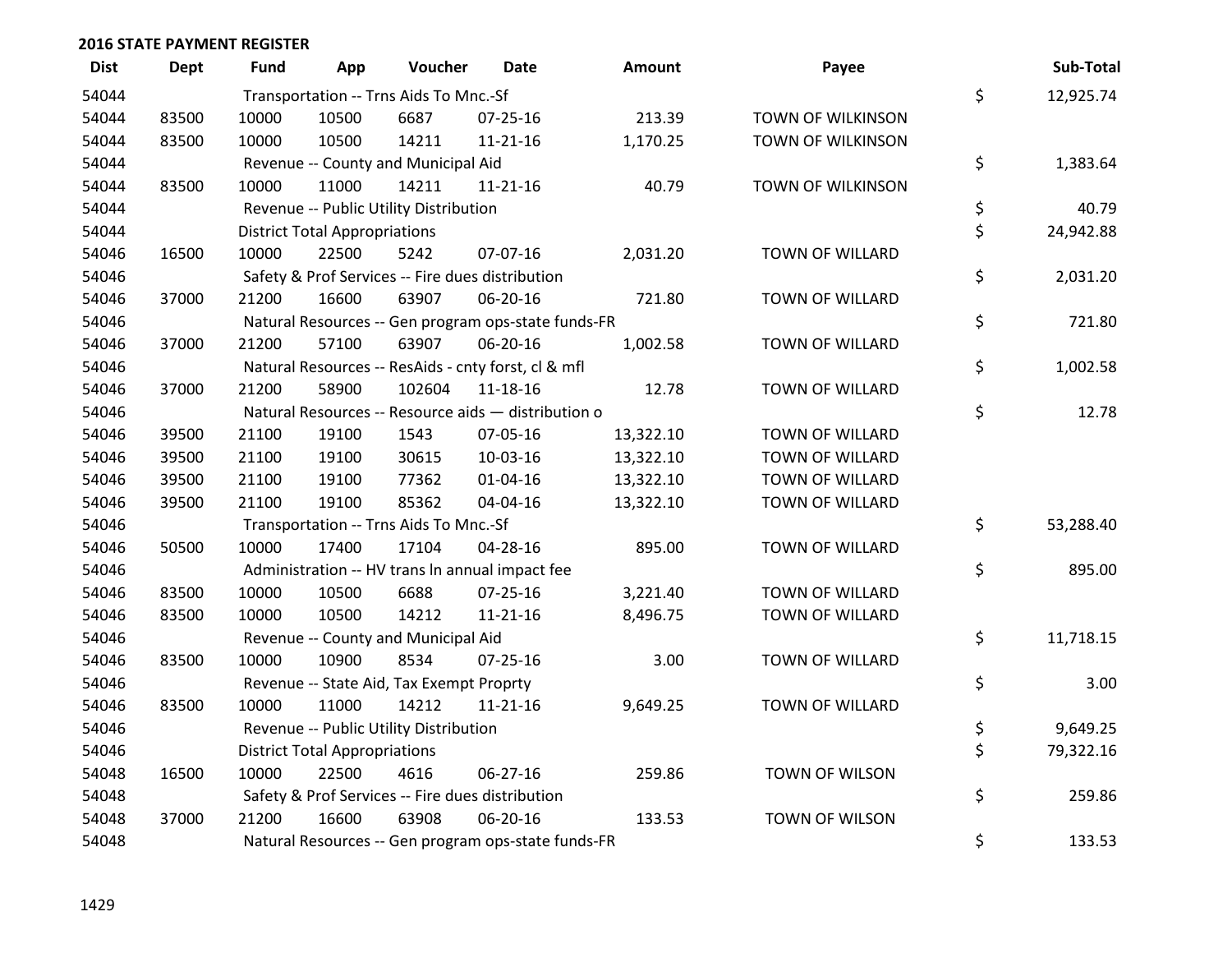## 2016 STATE PAYMENT REGISTER

| Dist | Dept | Fund | App | Voucher | Date | Amount | Payee | | Sub-Total |
|---|---|---|---|---|---|---|---|---|---|
| 54044 | | Transportation -- Trns Aids To Mnc.-Sf | | | | | | $ | 12,925.74 |
| 54044 | 83500 | 10000 | 10500 | 6687 | 07-25-16 | 213.39 | TOWN OF WILKINSON | | |
| 54044 | 83500 | 10000 | 10500 | 14211 | 11-21-16 | 1,170.25 | TOWN OF WILKINSON | | |
| 54044 | | Revenue -- County and Municipal Aid | | | | | | $ | 1,383.64 |
| 54044 | 83500 | 10000 | 11000 | 14211 | 11-21-16 | 40.79 | TOWN OF WILKINSON | | |
| 54044 | | Revenue -- Public Utility Distribution | | | | | | $ | 40.79 |
| 54044 | | District Total Appropriations | | | | | | $ | 24,942.88 |
| 54046 | 16500 | 10000 | 22500 | 5242 | 07-07-16 | 2,031.20 | TOWN OF WILLARD | | |
| 54046 | | Safety & Prof Services -- Fire dues distribution | | | | | | $ | 2,031.20 |
| 54046 | 37000 | 21200 | 16600 | 63907 | 06-20-16 | 721.80 | TOWN OF WILLARD | | |
| 54046 | | Natural Resources -- Gen program ops-state funds-FR | | | | | | $ | 721.80 |
| 54046 | 37000 | 21200 | 57100 | 63907 | 06-20-16 | 1,002.58 | TOWN OF WILLARD | | |
| 54046 | | Natural Resources -- ResAids - cnty forst, cl & mfl | | | | | | $ | 1,002.58 |
| 54046 | 37000 | 21200 | 58900 | 102604 | 11-18-16 | 12.78 | TOWN OF WILLARD | | |
| 54046 | | Natural Resources -- Resource aids — distribution o | | | | | | $ | 12.78 |
| 54046 | 39500 | 21100 | 19100 | 1543 | 07-05-16 | 13,322.10 | TOWN OF WILLARD | | |
| 54046 | 39500 | 21100 | 19100 | 30615 | 10-03-16 | 13,322.10 | TOWN OF WILLARD | | |
| 54046 | 39500 | 21100 | 19100 | 77362 | 01-04-16 | 13,322.10 | TOWN OF WILLARD | | |
| 54046 | 39500 | 21100 | 19100 | 85362 | 04-04-16 | 13,322.10 | TOWN OF WILLARD | | |
| 54046 | | Transportation -- Trns Aids To Mnc.-Sf | | | | | | $ | 53,288.40 |
| 54046 | 50500 | 10000 | 17400 | 17104 | 04-28-16 | 895.00 | TOWN OF WILLARD | | |
| 54046 | | Administration -- HV trans ln annual impact fee | | | | | | $ | 895.00 |
| 54046 | 83500 | 10000 | 10500 | 6688 | 07-25-16 | 3,221.40 | TOWN OF WILLARD | | |
| 54046 | 83500 | 10000 | 10500 | 14212 | 11-21-16 | 8,496.75 | TOWN OF WILLARD | | |
| 54046 | | Revenue -- County and Municipal Aid | | | | | | $ | 11,718.15 |
| 54046 | 83500 | 10000 | 10900 | 8534 | 07-25-16 | 3.00 | TOWN OF WILLARD | | |
| 54046 | | Revenue -- State Aid, Tax Exempt Proprty | | | | | | $ | 3.00 |
| 54046 | 83500 | 10000 | 11000 | 14212 | 11-21-16 | 9,649.25 | TOWN OF WILLARD | | |
| 54046 | | Revenue -- Public Utility Distribution | | | | | | $ | 9,649.25 |
| 54046 | | District Total Appropriations | | | | | | $ | 79,322.16 |
| 54048 | 16500 | 10000 | 22500 | 4616 | 06-27-16 | 259.86 | TOWN OF WILSON | | |
| 54048 | | Safety & Prof Services -- Fire dues distribution | | | | | | $ | 259.86 |
| 54048 | 37000 | 21200 | 16600 | 63908 | 06-20-16 | 133.53 | TOWN OF WILSON | | |
| 54048 | | Natural Resources -- Gen program ops-state funds-FR | | | | | | $ | 133.53 |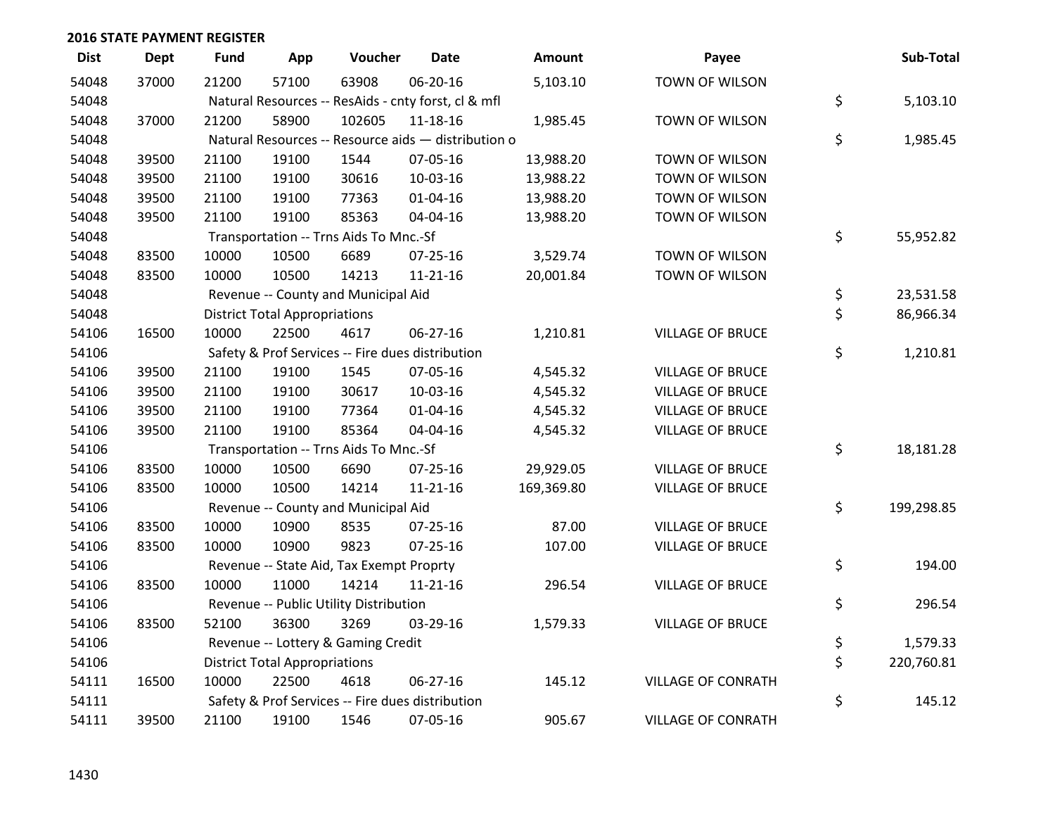**2016 STATE PAYMENT REGISTER**

| Dist | Dept | Fund | App | Voucher | Date | Amount | Payee | Sub-Total |
|---|---|---|---|---|---|---|---|---|
| 54048 | 37000 | 21200 | 57100 | 63908 | 06-20-16 | 5,103.10 | TOWN OF WILSON | |
| 54048 | | Natural Resources -- ResAids - cnty forst, cl & mfl | | | | | | $ 5,103.10 |
| 54048 | 37000 | 21200 | 58900 | 102605 | 11-18-16 | 1,985.45 | TOWN OF WILSON | |
| 54048 | | Natural Resources -- Resource aids — distribution o | | | | | | $ 1,985.45 |
| 54048 | 39500 | 21100 | 19100 | 1544 | 07-05-16 | 13,988.20 | TOWN OF WILSON | |
| 54048 | 39500 | 21100 | 19100 | 30616 | 10-03-16 | 13,988.22 | TOWN OF WILSON | |
| 54048 | 39500 | 21100 | 19100 | 77363 | 01-04-16 | 13,988.20 | TOWN OF WILSON | |
| 54048 | 39500 | 21100 | 19100 | 85363 | 04-04-16 | 13,988.20 | TOWN OF WILSON | |
| 54048 | | Transportation -- Trns Aids To Mnc.-Sf | | | | | | $ 55,952.82 |
| 54048 | 83500 | 10000 | 10500 | 6689 | 07-25-16 | 3,529.74 | TOWN OF WILSON | |
| 54048 | 83500 | 10000 | 10500 | 14213 | 11-21-16 | 20,001.84 | TOWN OF WILSON | |
| 54048 | | Revenue -- County and Municipal Aid | | | | | | $ 23,531.58 |
| 54048 | | District Total Appropriations | | | | | | $ 86,966.34 |
| 54106 | 16500 | 10000 | 22500 | 4617 | 06-27-16 | 1,210.81 | VILLAGE OF BRUCE | |
| 54106 | | Safety & Prof Services -- Fire dues distribution | | | | | | $ 1,210.81 |
| 54106 | 39500 | 21100 | 19100 | 1545 | 07-05-16 | 4,545.32 | VILLAGE OF BRUCE | |
| 54106 | 39500 | 21100 | 19100 | 30617 | 10-03-16 | 4,545.32 | VILLAGE OF BRUCE | |
| 54106 | 39500 | 21100 | 19100 | 77364 | 01-04-16 | 4,545.32 | VILLAGE OF BRUCE | |
| 54106 | 39500 | 21100 | 19100 | 85364 | 04-04-16 | 4,545.32 | VILLAGE OF BRUCE | |
| 54106 | | Transportation -- Trns Aids To Mnc.-Sf | | | | | | $ 18,181.28 |
| 54106 | 83500 | 10000 | 10500 | 6690 | 07-25-16 | 29,929.05 | VILLAGE OF BRUCE | |
| 54106 | 83500 | 10000 | 10500 | 14214 | 11-21-16 | 169,369.80 | VILLAGE OF BRUCE | |
| 54106 | | Revenue -- County and Municipal Aid | | | | | | $ 199,298.85 |
| 54106 | 83500 | 10000 | 10900 | 8535 | 07-25-16 | 87.00 | VILLAGE OF BRUCE | |
| 54106 | 83500 | 10000 | 10900 | 9823 | 07-25-16 | 107.00 | VILLAGE OF BRUCE | |
| 54106 | | Revenue -- State Aid, Tax Exempt Proprty | | | | | | $ 194.00 |
| 54106 | 83500 | 10000 | 11000 | 14214 | 11-21-16 | 296.54 | VILLAGE OF BRUCE | |
| 54106 | | Revenue -- Public Utility Distribution | | | | | | $ 296.54 |
| 54106 | 83500 | 52100 | 36300 | 3269 | 03-29-16 | 1,579.33 | VILLAGE OF BRUCE | |
| 54106 | | Revenue -- Lottery & Gaming Credit | | | | | | $ 1,579.33 |
| 54106 | | District Total Appropriations | | | | | | $ 220,760.81 |
| 54111 | 16500 | 10000 | 22500 | 4618 | 06-27-16 | 145.12 | VILLAGE OF CONRATH | |
| 54111 | | Safety & Prof Services -- Fire dues distribution | | | | | | $ 145.12 |
| 54111 | 39500 | 21100 | 19100 | 1546 | 07-05-16 | 905.67 | VILLAGE OF CONRATH | |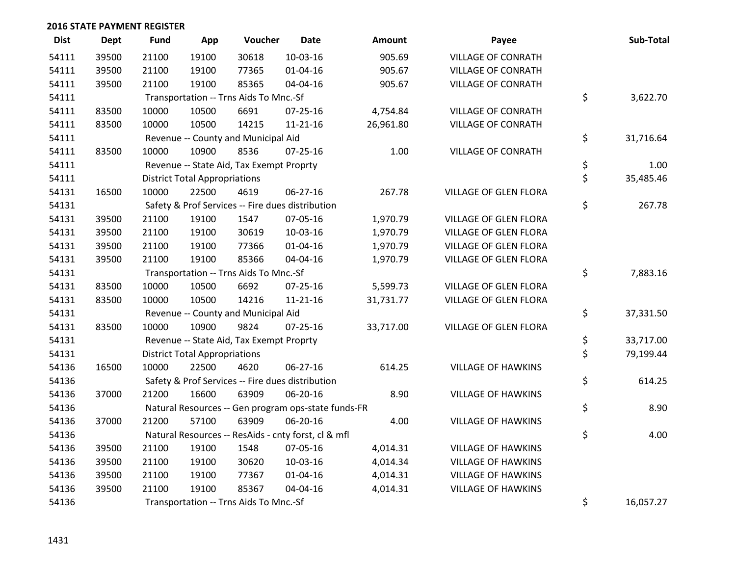**2016 STATE PAYMENT REGISTER**

| Dist | Dept | Fund | App | Voucher | Date | Amount | Payee | Sub-Total |
|---|---|---|---|---|---|---|---|---|
| 54111 | 39500 | 21100 | 19100 | 30618 | 10-03-16 | 905.69 | VILLAGE OF CONRATH | |
| 54111 | 39500 | 21100 | 19100 | 77365 | 01-04-16 | 905.67 | VILLAGE OF CONRATH | |
| 54111 | 39500 | 21100 | 19100 | 85365 | 04-04-16 | 905.67 | VILLAGE OF CONRATH | |
| 54111 | | Transportation -- Trns Aids To Mnc.-Sf | | | | | | $ 3,622.70 |
| 54111 | 83500 | 10000 | 10500 | 6691 | 07-25-16 | 4,754.84 | VILLAGE OF CONRATH | |
| 54111 | 83500 | 10000 | 10500 | 14215 | 11-21-16 | 26,961.80 | VILLAGE OF CONRATH | |
| 54111 | | Revenue -- County and Municipal Aid | | | | | | $ 31,716.64 |
| 54111 | 83500 | 10000 | 10900 | 8536 | 07-25-16 | 1.00 | VILLAGE OF CONRATH | |
| 54111 | | Revenue -- State Aid, Tax Exempt Proprty | | | | | | $ 1.00 |
| 54111 | | District Total Appropriations | | | | | | $ 35,485.46 |
| 54131 | 16500 | 10000 | 22500 | 4619 | 06-27-16 | 267.78 | VILLAGE OF GLEN FLORA | |
| 54131 | | Safety & Prof Services -- Fire dues distribution | | | | | | $ 267.78 |
| 54131 | 39500 | 21100 | 19100 | 1547 | 07-05-16 | 1,970.79 | VILLAGE OF GLEN FLORA | |
| 54131 | 39500 | 21100 | 19100 | 30619 | 10-03-16 | 1,970.79 | VILLAGE OF GLEN FLORA | |
| 54131 | 39500 | 21100 | 19100 | 77366 | 01-04-16 | 1,970.79 | VILLAGE OF GLEN FLORA | |
| 54131 | 39500 | 21100 | 19100 | 85366 | 04-04-16 | 1,970.79 | VILLAGE OF GLEN FLORA | |
| 54131 | | Transportation -- Trns Aids To Mnc.-Sf | | | | | | $ 7,883.16 |
| 54131 | 83500 | 10000 | 10500 | 6692 | 07-25-16 | 5,599.73 | VILLAGE OF GLEN FLORA | |
| 54131 | 83500 | 10000 | 10500 | 14216 | 11-21-16 | 31,731.77 | VILLAGE OF GLEN FLORA | |
| 54131 | | Revenue -- County and Municipal Aid | | | | | | $ 37,331.50 |
| 54131 | 83500 | 10000 | 10900 | 9824 | 07-25-16 | 33,717.00 | VILLAGE OF GLEN FLORA | |
| 54131 | | Revenue -- State Aid, Tax Exempt Proprty | | | | | | $ 33,717.00 |
| 54131 | | District Total Appropriations | | | | | | $ 79,199.44 |
| 54136 | 16500 | 10000 | 22500 | 4620 | 06-27-16 | 614.25 | VILLAGE OF HAWKINS | |
| 54136 | | Safety & Prof Services -- Fire dues distribution | | | | | | $ 614.25 |
| 54136 | 37000 | 21200 | 16600 | 63909 | 06-20-16 | 8.90 | VILLAGE OF HAWKINS | |
| 54136 | | Natural Resources -- Gen program ops-state funds-FR | | | | | | $ 8.90 |
| 54136 | 37000 | 21200 | 57100 | 63909 | 06-20-16 | 4.00 | VILLAGE OF HAWKINS | |
| 54136 | | Natural Resources -- ResAids - cnty forst, cl & mfl | | | | | | $ 4.00 |
| 54136 | 39500 | 21100 | 19100 | 1548 | 07-05-16 | 4,014.31 | VILLAGE OF HAWKINS | |
| 54136 | 39500 | 21100 | 19100 | 30620 | 10-03-16 | 4,014.34 | VILLAGE OF HAWKINS | |
| 54136 | 39500 | 21100 | 19100 | 77367 | 01-04-16 | 4,014.31 | VILLAGE OF HAWKINS | |
| 54136 | 39500 | 21100 | 19100 | 85367 | 04-04-16 | 4,014.31 | VILLAGE OF HAWKINS | |
| 54136 | | Transportation -- Trns Aids To Mnc.-Sf | | | | | | $ 16,057.27 |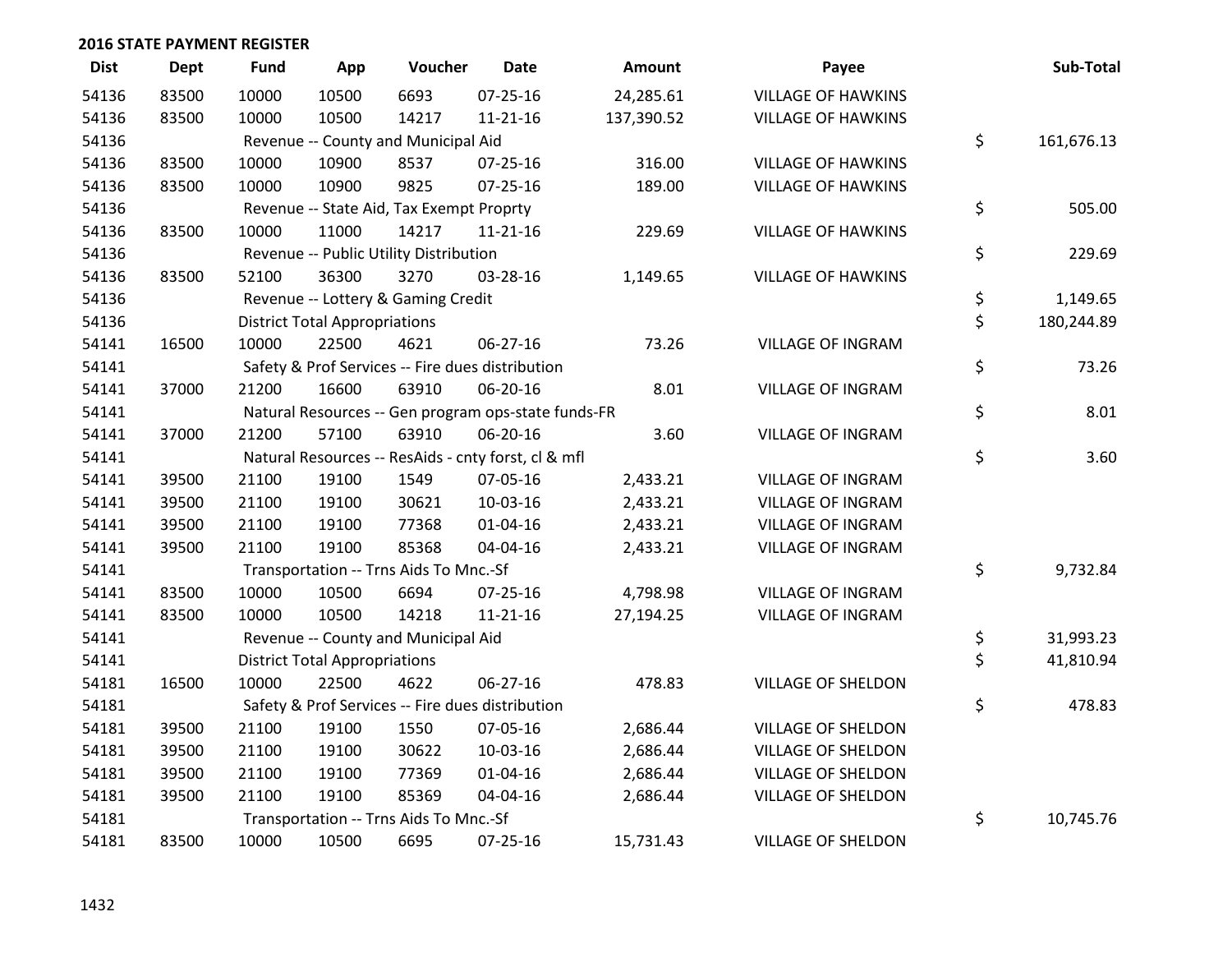## 2016 STATE PAYMENT REGISTER

| Dist | Dept | Fund | App | Voucher | Date | Amount | Payee | Sub-Total |
|---|---|---|---|---|---|---|---|---|
| 54136 | 83500 | 10000 | 10500 | 6693 | 07-25-16 | 24,285.61 | VILLAGE OF HAWKINS | |
| 54136 | 83500 | 10000 | 10500 | 14217 | 11-21-16 | 137,390.52 | VILLAGE OF HAWKINS | |
| 54136 | | Revenue -- County and Municipal Aid | | | | | | $ 161,676.13 |
| 54136 | 83500 | 10000 | 10900 | 8537 | 07-25-16 | 316.00 | VILLAGE OF HAWKINS | |
| 54136 | 83500 | 10000 | 10900 | 9825 | 07-25-16 | 189.00 | VILLAGE OF HAWKINS | |
| 54136 | | Revenue -- State Aid, Tax Exempt Proprty | | | | | | $ 505.00 |
| 54136 | 83500 | 10000 | 11000 | 14217 | 11-21-16 | 229.69 | VILLAGE OF HAWKINS | |
| 54136 | | Revenue -- Public Utility Distribution | | | | | | $ 229.69 |
| 54136 | 83500 | 52100 | 36300 | 3270 | 03-28-16 | 1,149.65 | VILLAGE OF HAWKINS | |
| 54136 | | Revenue -- Lottery & Gaming Credit | | | | | | $ 1,149.65 |
| 54136 | | District Total Appropriations | | | | | | $ 180,244.89 |
| 54141 | 16500 | 10000 | 22500 | 4621 | 06-27-16 | 73.26 | VILLAGE OF INGRAM | |
| 54141 | | Safety & Prof Services -- Fire dues distribution | | | | | | $ 73.26 |
| 54141 | 37000 | 21200 | 16600 | 63910 | 06-20-16 | 8.01 | VILLAGE OF INGRAM | |
| 54141 | | Natural Resources -- Gen program ops-state funds-FR | | | | | | $ 8.01 |
| 54141 | 37000 | 21200 | 57100 | 63910 | 06-20-16 | 3.60 | VILLAGE OF INGRAM | |
| 54141 | | Natural Resources -- ResAids - cnty forst, cl & mfl | | | | | | $ 3.60 |
| 54141 | 39500 | 21100 | 19100 | 1549 | 07-05-16 | 2,433.21 | VILLAGE OF INGRAM | |
| 54141 | 39500 | 21100 | 19100 | 30621 | 10-03-16 | 2,433.21 | VILLAGE OF INGRAM | |
| 54141 | 39500 | 21100 | 19100 | 77368 | 01-04-16 | 2,433.21 | VILLAGE OF INGRAM | |
| 54141 | 39500 | 21100 | 19100 | 85368 | 04-04-16 | 2,433.21 | VILLAGE OF INGRAM | |
| 54141 | | Transportation -- Trns Aids To Mnc.-Sf | | | | | | $ 9,732.84 |
| 54141 | 83500 | 10000 | 10500 | 6694 | 07-25-16 | 4,798.98 | VILLAGE OF INGRAM | |
| 54141 | 83500 | 10000 | 10500 | 14218 | 11-21-16 | 27,194.25 | VILLAGE OF INGRAM | |
| 54141 | | Revenue -- County and Municipal Aid | | | | | | $ 31,993.23 |
| 54141 | | District Total Appropriations | | | | | | $ 41,810.94 |
| 54181 | 16500 | 10000 | 22500 | 4622 | 06-27-16 | 478.83 | VILLAGE OF SHELDON | |
| 54181 | | Safety & Prof Services -- Fire dues distribution | | | | | | $ 478.83 |
| 54181 | 39500 | 21100 | 19100 | 1550 | 07-05-16 | 2,686.44 | VILLAGE OF SHELDON | |
| 54181 | 39500 | 21100 | 19100 | 30622 | 10-03-16 | 2,686.44 | VILLAGE OF SHELDON | |
| 54181 | 39500 | 21100 | 19100 | 77369 | 01-04-16 | 2,686.44 | VILLAGE OF SHELDON | |
| 54181 | 39500 | 21100 | 19100 | 85369 | 04-04-16 | 2,686.44 | VILLAGE OF SHELDON | |
| 54181 | | Transportation -- Trns Aids To Mnc.-Sf | | | | | | $ 10,745.76 |
| 54181 | 83500 | 10000 | 10500 | 6695 | 07-25-16 | 15,731.43 | VILLAGE OF SHELDON | |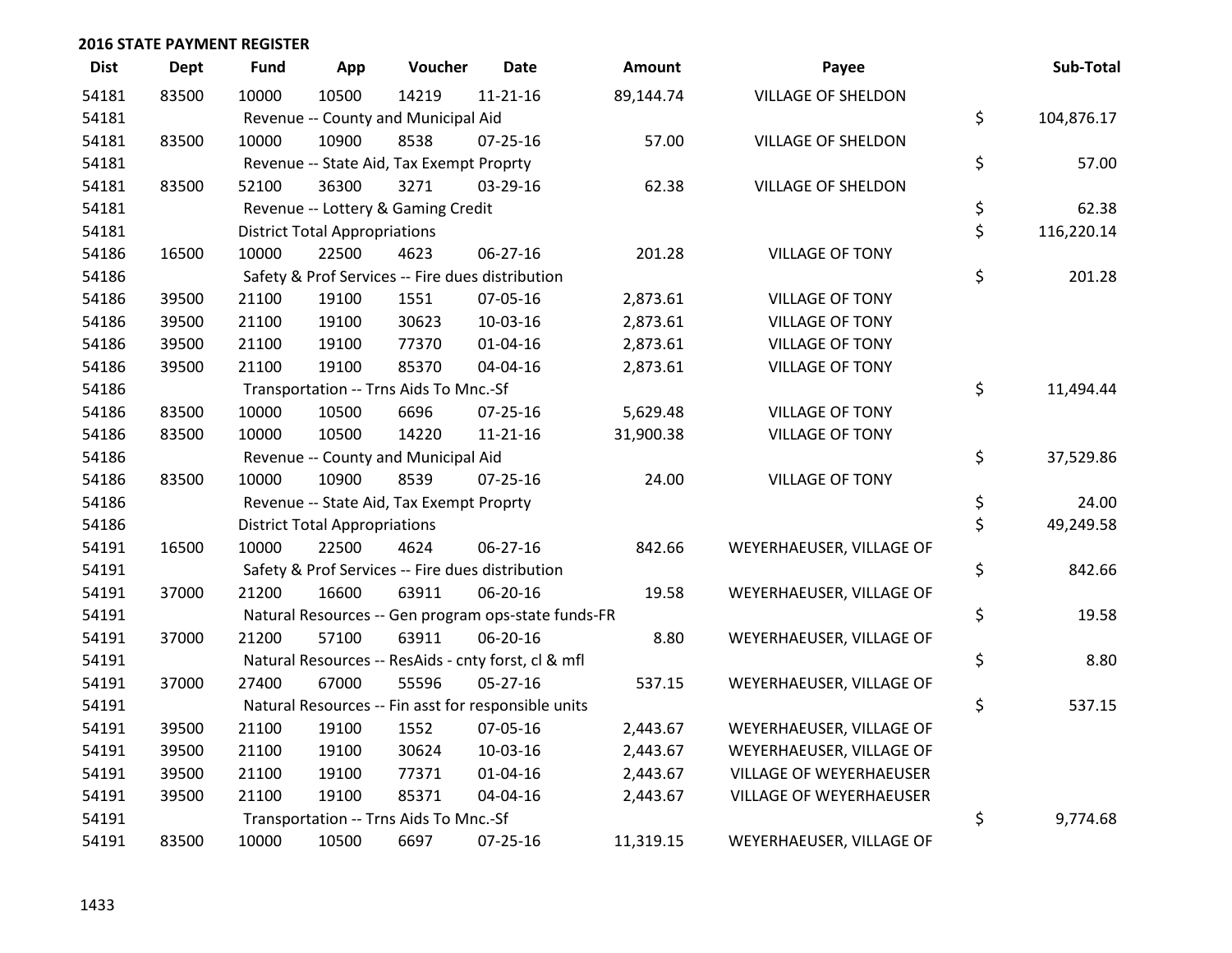## 2016 STATE PAYMENT REGISTER

| Dist | Dept | Fund | App | Voucher | Date | Amount | Payee | Sub-Total |
|---|---|---|---|---|---|---|---|---|
| 54181 | 83500 | 10000 | 10500 | 14219 | 11-21-16 | 89,144.74 | VILLAGE OF SHELDON | |
| 54181 | | Revenue -- County and Municipal Aid | | | | | | $ 104,876.17 |
| 54181 | 83500 | 10000 | 10900 | 8538 | 07-25-16 | 57.00 | VILLAGE OF SHELDON | |
| 54181 | | Revenue -- State Aid, Tax Exempt Proprty | | | | | | $ 57.00 |
| 54181 | 83500 | 52100 | 36300 | 3271 | 03-29-16 | 62.38 | VILLAGE OF SHELDON | |
| 54181 | | Revenue -- Lottery & Gaming Credit | | | | | | $ 62.38 |
| 54181 | | District Total Appropriations | | | | | | $ 116,220.14 |
| 54186 | 16500 | 10000 | 22500 | 4623 | 06-27-16 | 201.28 | VILLAGE OF TONY | |
| 54186 | | Safety & Prof Services -- Fire dues distribution | | | | | | $ 201.28 |
| 54186 | 39500 | 21100 | 19100 | 1551 | 07-05-16 | 2,873.61 | VILLAGE OF TONY | |
| 54186 | 39500 | 21100 | 19100 | 30623 | 10-03-16 | 2,873.61 | VILLAGE OF TONY | |
| 54186 | 39500 | 21100 | 19100 | 77370 | 01-04-16 | 2,873.61 | VILLAGE OF TONY | |
| 54186 | 39500 | 21100 | 19100 | 85370 | 04-04-16 | 2,873.61 | VILLAGE OF TONY | |
| 54186 | | Transportation -- Trns Aids To Mnc.-Sf | | | | | | $ 11,494.44 |
| 54186 | 83500 | 10000 | 10500 | 6696 | 07-25-16 | 5,629.48 | VILLAGE OF TONY | |
| 54186 | 83500 | 10000 | 10500 | 14220 | 11-21-16 | 31,900.38 | VILLAGE OF TONY | |
| 54186 | | Revenue -- County and Municipal Aid | | | | | | $ 37,529.86 |
| 54186 | 83500 | 10000 | 10900 | 8539 | 07-25-16 | 24.00 | VILLAGE OF TONY | |
| 54186 | | Revenue -- State Aid, Tax Exempt Proprty | | | | | | $ 24.00 |
| 54186 | | District Total Appropriations | | | | | | $ 49,249.58 |
| 54191 | 16500 | 10000 | 22500 | 4624 | 06-27-16 | 842.66 | WEYERHAEUSER, VILLAGE OF | |
| 54191 | | Safety & Prof Services -- Fire dues distribution | | | | | | $ 842.66 |
| 54191 | 37000 | 21200 | 16600 | 63911 | 06-20-16 | 19.58 | WEYERHAEUSER, VILLAGE OF | |
| 54191 | | Natural Resources -- Gen program ops-state funds-FR | | | | | | $ 19.58 |
| 54191 | 37000 | 21200 | 57100 | 63911 | 06-20-16 | 8.80 | WEYERHAEUSER, VILLAGE OF | |
| 54191 | | Natural Resources -- ResAids - cnty forst, cl & mfl | | | | | | $ 8.80 |
| 54191 | 37000 | 27400 | 67000 | 55596 | 05-27-16 | 537.15 | WEYERHAEUSER, VILLAGE OF | |
| 54191 | | Natural Resources -- Fin asst for responsible units | | | | | | $ 537.15 |
| 54191 | 39500 | 21100 | 19100 | 1552 | 07-05-16 | 2,443.67 | WEYERHAEUSER, VILLAGE OF | |
| 54191 | 39500 | 21100 | 19100 | 30624 | 10-03-16 | 2,443.67 | WEYERHAEUSER, VILLAGE OF | |
| 54191 | 39500 | 21100 | 19100 | 77371 | 01-04-16 | 2,443.67 | VILLAGE OF WEYERHAEUSER | |
| 54191 | 39500 | 21100 | 19100 | 85371 | 04-04-16 | 2,443.67 | VILLAGE OF WEYERHAEUSER | |
| 54191 | | Transportation -- Trns Aids To Mnc.-Sf | | | | | | $ 9,774.68 |
| 54191 | 83500 | 10000 | 10500 | 6697 | 07-25-16 | 11,319.15 | WEYERHAEUSER, VILLAGE OF | |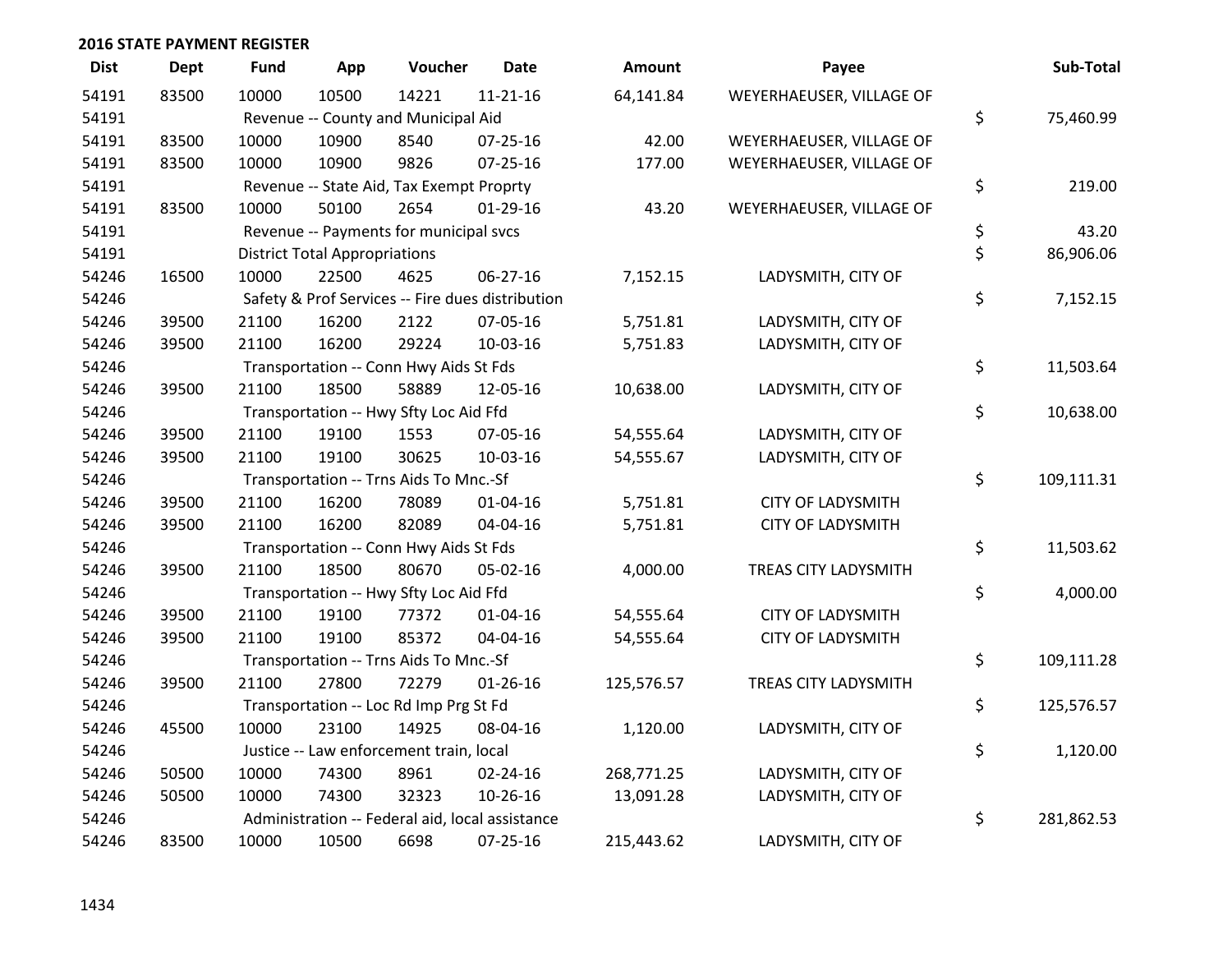## 2016 STATE PAYMENT REGISTER

| Dist | Dept | Fund | App | Voucher | Date | Amount | Payee | Sub-Total |
|---|---|---|---|---|---|---|---|---|
| 54191 | 83500 | 10000 | 10500 | 14221 | 11-21-16 | 64,141.84 | WEYERHAEUSER, VILLAGE OF | |
| 54191 | | Revenue -- County and Municipal Aid | | | | | | $ 75,460.99 |
| 54191 | 83500 | 10000 | 10900 | 8540 | 07-25-16 | 42.00 | WEYERHAEUSER, VILLAGE OF | |
| 54191 | 83500 | 10000 | 10900 | 9826 | 07-25-16 | 177.00 | WEYERHAEUSER, VILLAGE OF | |
| 54191 | | Revenue -- State Aid, Tax Exempt Proprty | | | | | | $ 219.00 |
| 54191 | 83500 | 10000 | 50100 | 2654 | 01-29-16 | 43.20 | WEYERHAEUSER, VILLAGE OF | |
| 54191 | | Revenue -- Payments for municipal svcs | | | | | | $ 43.20 |
| 54191 | | District Total Appropriations | | | | | | $ 86,906.06 |
| 54246 | 16500 | 10000 | 22500 | 4625 | 06-27-16 | 7,152.15 | LADYSMITH, CITY OF | |
| 54246 | | Safety & Prof Services -- Fire dues distribution | | | | | | $ 7,152.15 |
| 54246 | 39500 | 21100 | 16200 | 2122 | 07-05-16 | 5,751.81 | LADYSMITH, CITY OF | |
| 54246 | 39500 | 21100 | 16200 | 29224 | 10-03-16 | 5,751.83 | LADYSMITH, CITY OF | |
| 54246 | | Transportation -- Conn Hwy Aids St Fds | | | | | | $ 11,503.64 |
| 54246 | 39500 | 21100 | 18500 | 58889 | 12-05-16 | 10,638.00 | LADYSMITH, CITY OF | |
| 54246 | | Transportation -- Hwy Sfty Loc Aid Ffd | | | | | | $ 10,638.00 |
| 54246 | 39500 | 21100 | 19100 | 1553 | 07-05-16 | 54,555.64 | LADYSMITH, CITY OF | |
| 54246 | 39500 | 21100 | 19100 | 30625 | 10-03-16 | 54,555.67 | LADYSMITH, CITY OF | |
| 54246 | | Transportation -- Trns Aids To Mnc.-Sf | | | | | | $ 109,111.31 |
| 54246 | 39500 | 21100 | 16200 | 78089 | 01-04-16 | 5,751.81 | CITY OF LADYSMITH | |
| 54246 | 39500 | 21100 | 16200 | 82089 | 04-04-16 | 5,751.81 | CITY OF LADYSMITH | |
| 54246 | | Transportation -- Conn Hwy Aids St Fds | | | | | | $ 11,503.62 |
| 54246 | 39500 | 21100 | 18500 | 80670 | 05-02-16 | 4,000.00 | TREAS CITY LADYSMITH | |
| 54246 | | Transportation -- Hwy Sfty Loc Aid Ffd | | | | | | $ 4,000.00 |
| 54246 | 39500 | 21100 | 19100 | 77372 | 01-04-16 | 54,555.64 | CITY OF LADYSMITH | |
| 54246 | 39500 | 21100 | 19100 | 85372 | 04-04-16 | 54,555.64 | CITY OF LADYSMITH | |
| 54246 | | Transportation -- Trns Aids To Mnc.-Sf | | | | | | $ 109,111.28 |
| 54246 | 39500 | 21100 | 27800 | 72279 | 01-26-16 | 125,576.57 | TREAS CITY LADYSMITH | |
| 54246 | | Transportation -- Loc Rd Imp Prg St Fd | | | | | | $ 125,576.57 |
| 54246 | 45500 | 10000 | 23100 | 14925 | 08-04-16 | 1,120.00 | LADYSMITH, CITY OF | |
| 54246 | | Justice -- Law enforcement train, local | | | | | | $ 1,120.00 |
| 54246 | 50500 | 10000 | 74300 | 8961 | 02-24-16 | 268,771.25 | LADYSMITH, CITY OF | |
| 54246 | 50500 | 10000 | 74300 | 32323 | 10-26-16 | 13,091.28 | LADYSMITH, CITY OF | |
| 54246 | | Administration -- Federal aid, local assistance | | | | | | $ 281,862.53 |
| 54246 | 83500 | 10000 | 10500 | 6698 | 07-25-16 | 215,443.62 | LADYSMITH, CITY OF | |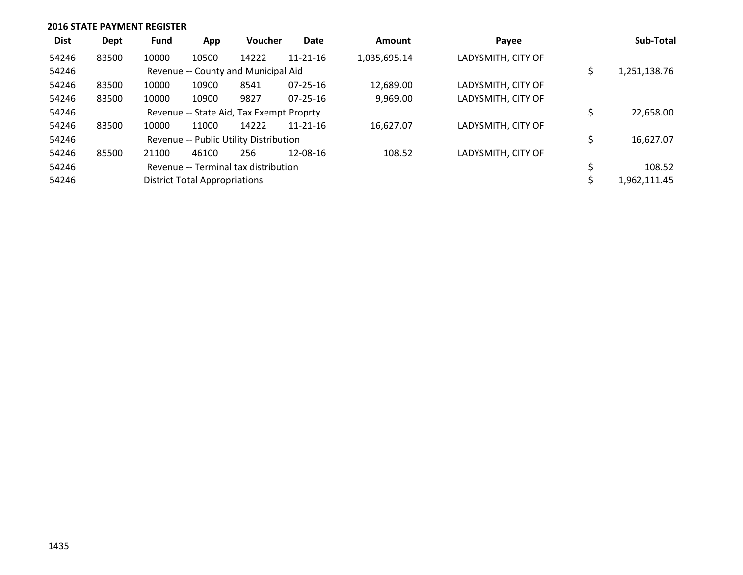**2016 STATE PAYMENT REGISTER**

| Dist | Dept | Fund | App | Voucher | Date | Amount | Payee | Sub-Total |
|---|---|---|---|---|---|---|---|---|
| 54246 | 83500 | 10000 | 10500 | 14222 | 11-21-16 | 1,035,695.14 | LADYSMITH, CITY OF | |
| 54246 | | Revenue -- County and Municipal Aid | | | | | | $ 1,251,138.76 |
| 54246 | 83500 | 10000 | 10900 | 8541 | 07-25-16 | 12,689.00 | LADYSMITH, CITY OF | |
| 54246 | 83500 | 10000 | 10900 | 9827 | 07-25-16 | 9,969.00 | LADYSMITH, CITY OF | |
| 54246 | | Revenue -- State Aid, Tax Exempt Proprty | | | | | | $ 22,658.00 |
| 54246 | 83500 | 10000 | 11000 | 14222 | 11-21-16 | 16,627.07 | LADYSMITH, CITY OF | |
| 54246 | | Revenue -- Public Utility Distribution | | | | | | $ 16,627.07 |
| 54246 | 85500 | 21100 | 46100 | 256 | 12-08-16 | 108.52 | LADYSMITH, CITY OF | |
| 54246 | | Revenue -- Terminal tax distribution | | | | | | $ 108.52 |
| 54246 | | District Total Appropriations | | | | | | $ 1,962,111.45 |